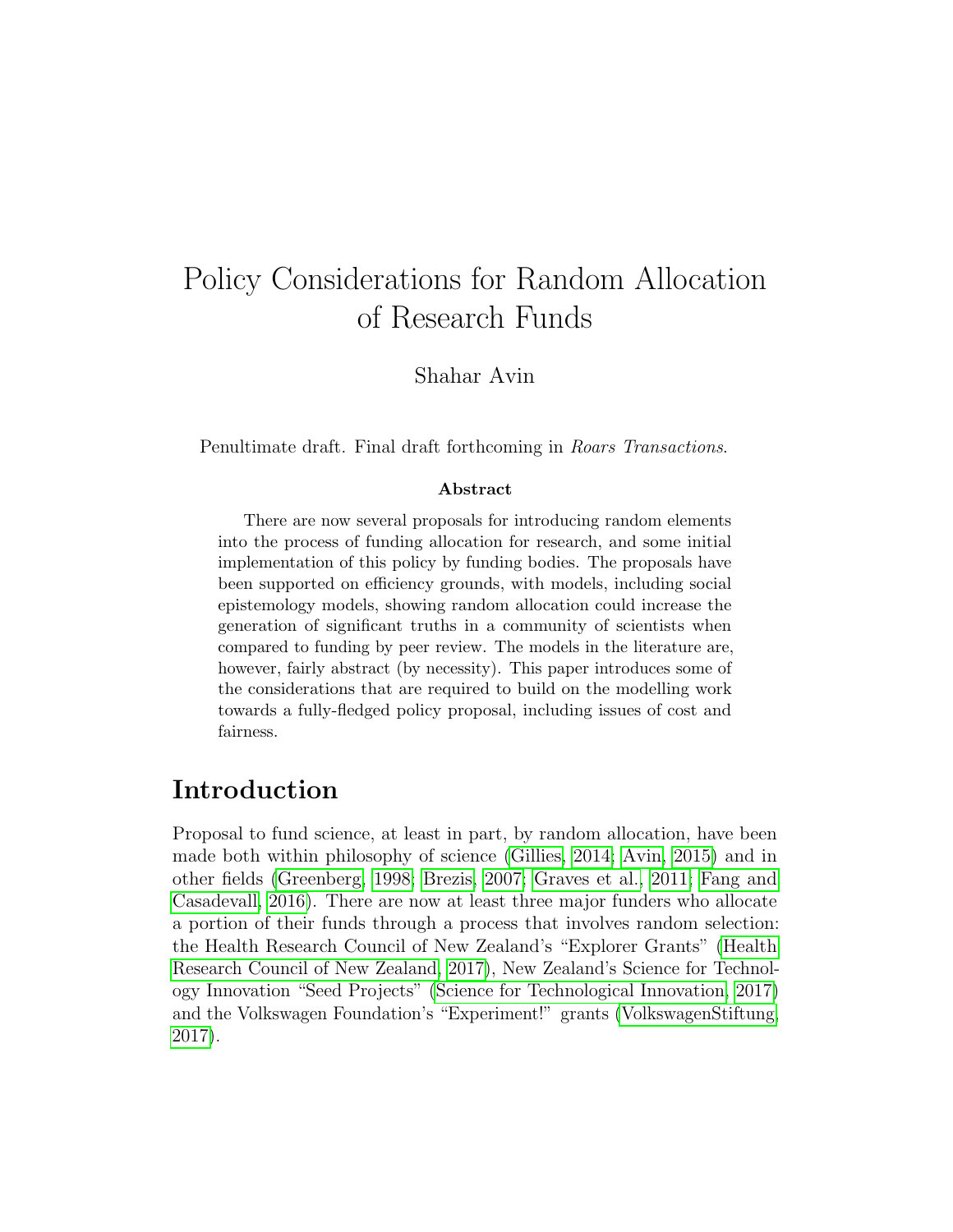# Policy Considerations for Random Allocation of Research Funds

Shahar Avin

Penultimate draft. Final draft forthcoming in *Roars Transactions*.

**Abstract**

There are now several proposals for introducing random elements into the process of funding allocation for research, and some initial implementation of this policy by funding bodies. The proposals have been supported on efficiency grounds, with models, including social epistemology models, showing random allocation could increase the generation of significant truths in a community of scientists when compared to funding by peer review. The models in the literature are, however, fairly abstract (by necessity). This paper introduces some of the considerations that are required to build on the modelling work towards a fully-fledged policy proposal, including issues of cost and fairness.

## Introduction

Proposal to fund science, at least in part, by random allocation, have been made both within philosophy of science (Gillies, 2014; Avin, 2015) and in other fields (Greenberg, 1998; Brezis, 2007; Graves et al., 2011; Fang and Casadevall, 2016). There are now at least three major funders who allocate a portion of their funds through a process that involves random selection: the Health Research Council of New Zealand's "Explorer Grants" (Health Research Council of New Zealand, 2017), New Zealand's Science for Technology Innovation "Seed Projects" (Science for Technological Innovation, 2017) and the Volkswagen Foundation's "Experiment!" grants (VolkswagenStiftung, 2017).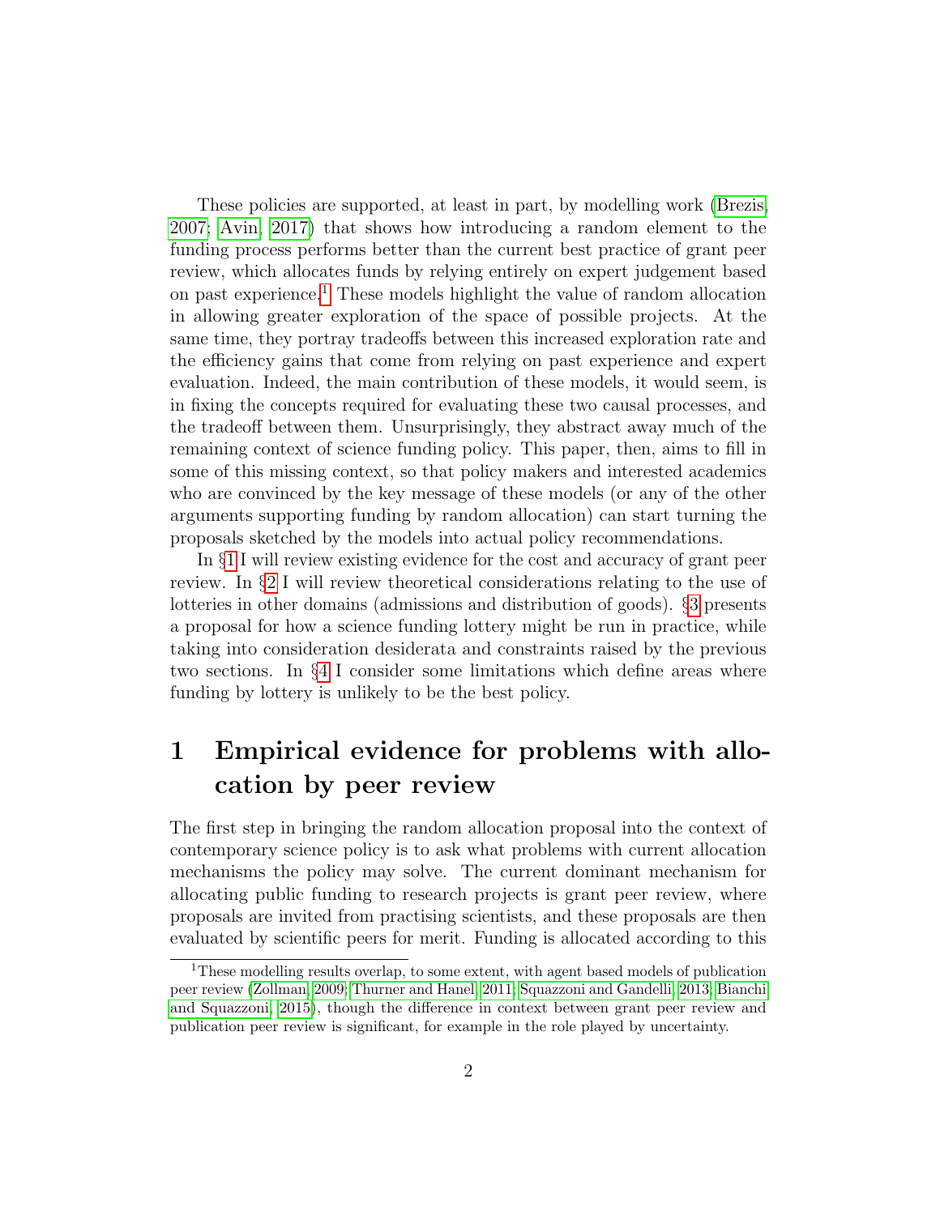These policies are supported, at least in part, by modelling work (Brezis, 2007; Avin, 2017) that shows how introducing a random element to the funding process performs better than the current best practice of grant peer review, which allocates funds by relying entirely on expert judgement based on past experience.[1] These models highlight the value of random allocation in allowing greater exploration of the space of possible projects. At the same time, they portray tradeoffs between this increased exploration rate and the efficiency gains that come from relying on past experience and expert evaluation. Indeed, the main contribution of these models, it would seem, is in fixing the concepts required for evaluating these two causal processes, and the tradeoff between them. Unsurprisingly, they abstract away much of the remaining context of science funding policy. This paper, then, aims to fill in some of this missing context, so that policy makers and interested academics who are convinced by the key message of these models (or any of the other arguments supporting funding by random allocation) can start turning the proposals sketched by the models into actual policy recommendations.

In §1 I will review existing evidence for the cost and accuracy of grant peer review. In §2 I will review theoretical considerations relating to the use of lotteries in other domains (admissions and distribution of goods). §3 presents a proposal for how a science funding lottery might be run in practice, while taking into consideration desiderata and constraints raised by the previous two sections. In §4 I consider some limitations which define areas where funding by lottery is unlikely to be the best policy.

# 1 Empirical evidence for problems with allocation by peer review

The first step in bringing the random allocation proposal into the context of contemporary science policy is to ask what problems with current allocation mechanisms the policy may solve. The current dominant mechanism for allocating public funding to research projects is grant peer review, where proposals are invited from practising scientists, and these proposals are then evaluated by scientific peers for merit. Funding is allocated according to this

[1] These modelling results overlap, to some extent, with agent based models of publication peer review (Zollman, 2009; Thurner and Hanel, 2011; Squazzoni and Gandelli, 2013; Bianchi and Squazzoni, 2015), though the difference in context between grant peer review and publication peer review is significant, for example in the role played by uncertainty.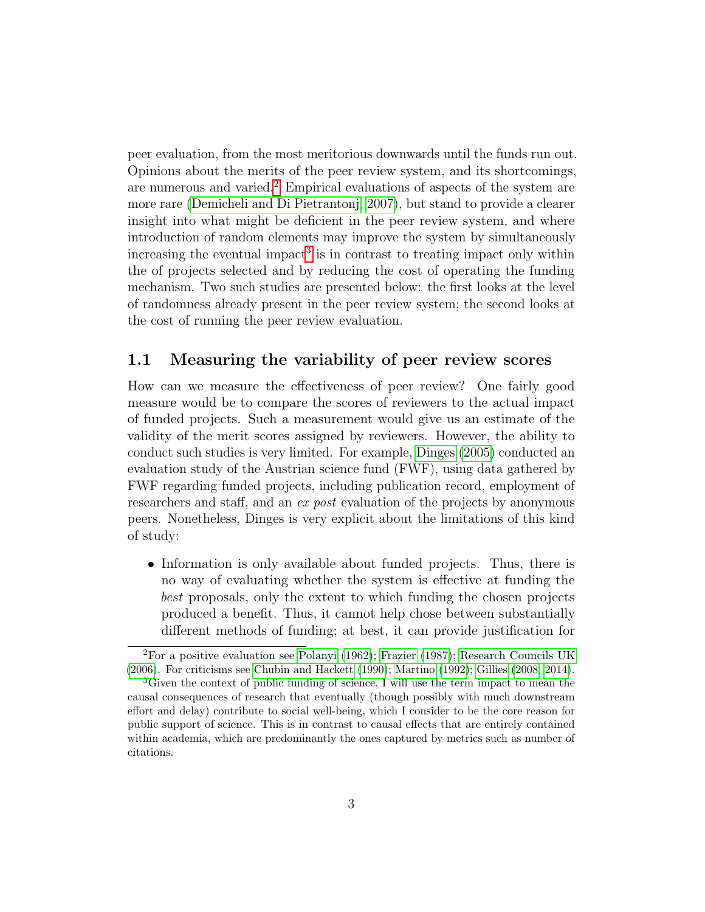peer evaluation, from the most meritorious downwards until the funds run out. Opinions about the merits of the peer review system, and its shortcomings, are numerous and varied.[2] Empirical evaluations of aspects of the system are more rare (Demicheli and Di Pietrantonj, 2007), but stand to provide a clearer insight into what might be deficient in the peer review system, and where introduction of random elements may improve the system by simultaneously increasing the eventual impact[3] is in contrast to treating impact only within the of projects selected and by reducing the cost of operating the funding mechanism. Two such studies are presented below: the first looks at the level of randomness already present in the peer review system; the second looks at the cost of running the peer review evaluation.

## 1.1 Measuring the variability of peer review scores

How can we measure the effectiveness of peer review? One fairly good measure would be to compare the scores of reviewers to the actual impact of funded projects. Such a measurement would give us an estimate of the validity of the merit scores assigned by reviewers. However, the ability to conduct such studies is very limited. For example, Dinges (2005) conducted an evaluation study of the Austrian science fund (FWF), using data gathered by FWF regarding funded projects, including publication record, employment of researchers and staff, and an *ex post* evaluation of the projects by anonymous peers. Nonetheless, Dinges is very explicit about the limitations of this kind of study:

- Information is only available about funded projects. Thus, there is no way of evaluating whether the system is effective at funding the *best* proposals, only the extent to which funding the chosen projects produced a benefit. Thus, it cannot help chose between substantially different methods of funding; at best, it can provide justification for

[2] For a positive evaluation see Polanyi (1962); Frazier (1987); Research Councils UK (2006). For criticisms see Chubin and Hackett (1990); Martino (1992); Gillies (2008, 2014).

[3] Given the context of public funding of science, I will use the term impact to mean the causal consequences of research that eventually (though possibly with much downstream effort and delay) contribute to social well-being, which I consider to be the core reason for public support of science. This is in contrast to causal effects that are entirely contained within academia, which are predominantly the ones captured by metrics such as number of citations.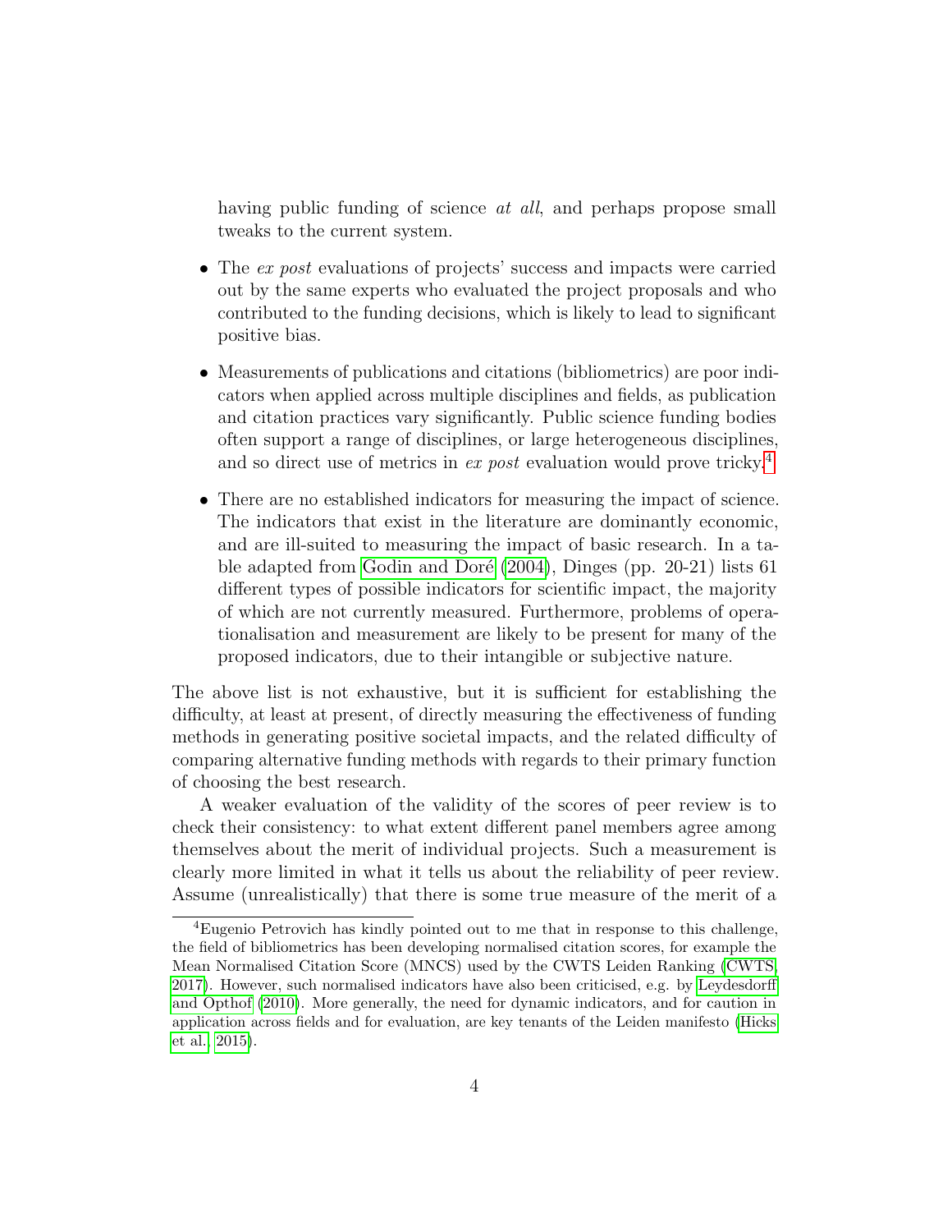having public funding of science *at all*, and perhaps propose small tweaks to the current system.

- The *ex post* evaluations of projects' success and impacts were carried out by the same experts who evaluated the project proposals and who contributed to the funding decisions, which is likely to lead to significant positive bias.

- Measurements of publications and citations (bibliometrics) are poor indicators when applied across multiple disciplines and fields, as publication and citation practices vary significantly. Public science funding bodies often support a range of disciplines, or large heterogeneous disciplines, and so direct use of metrics in *ex post* evaluation would prove tricky.[4]

- There are no established indicators for measuring the impact of science. The indicators that exist in the literature are dominantly economic, and are ill-suited to measuring the impact of basic research. In a table adapted from Godin and Doré (2004), Dinges (pp. 20-21) lists 61 different types of possible indicators for scientific impact, the majority of which are not currently measured. Furthermore, problems of operationalisation and measurement are likely to be present for many of the proposed indicators, due to their intangible or subjective nature.

The above list is not exhaustive, but it is sufficient for establishing the difficulty, at least at present, of directly measuring the effectiveness of funding methods in generating positive societal impacts, and the related difficulty of comparing alternative funding methods with regards to their primary function of choosing the best research.

A weaker evaluation of the validity of the scores of peer review is to check their consistency: to what extent different panel members agree among themselves about the merit of individual projects. Such a measurement is clearly more limited in what it tells us about the reliability of peer review. Assume (unrealistically) that there is some true measure of the merit of a

---

[4] Eugenio Petrovich has kindly pointed out to me that in response to this challenge, the field of bibliometrics has been developing normalised citation scores, for example the Mean Normalised Citation Score (MNCS) used by the CWTS Leiden Ranking (CWTS, 2017). However, such normalised indicators have also been criticised, e.g. by Leydesdorff and Opthof (2010). More generally, the need for dynamic indicators, and for caution in application across fields and for evaluation, are key tenants of the Leiden manifesto (Hicks et al., 2015).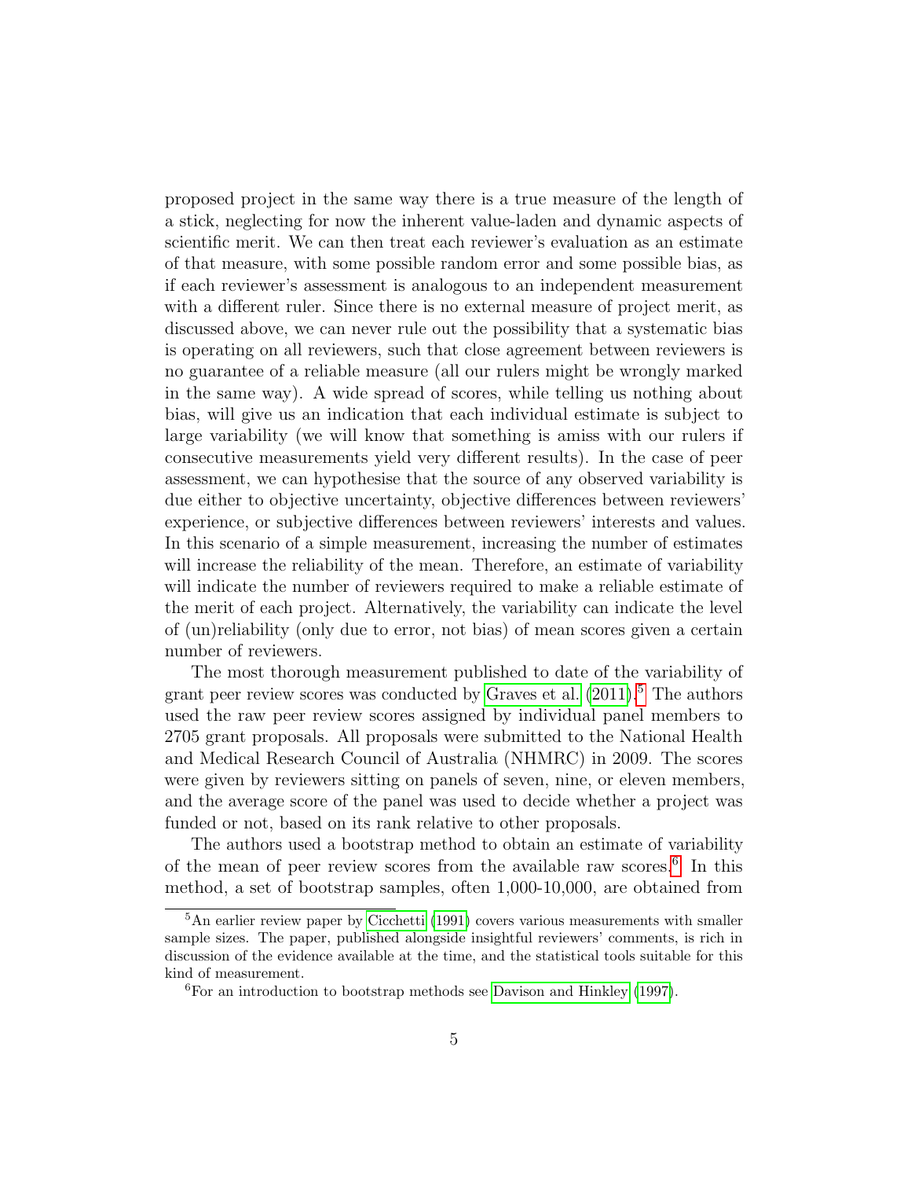proposed project in the same way there is a true measure of the length of a stick, neglecting for now the inherent value-laden and dynamic aspects of scientific merit. We can then treat each reviewer's evaluation as an estimate of that measure, with some possible random error and some possible bias, as if each reviewer's assessment is analogous to an independent measurement with a different ruler. Since there is no external measure of project merit, as discussed above, we can never rule out the possibility that a systematic bias is operating on all reviewers, such that close agreement between reviewers is no guarantee of a reliable measure (all our rulers might be wrongly marked in the same way). A wide spread of scores, while telling us nothing about bias, will give us an indication that each individual estimate is subject to large variability (we will know that something is amiss with our rulers if consecutive measurements yield very different results). In the case of peer assessment, we can hypothesise that the source of any observed variability is due either to objective uncertainty, objective differences between reviewers' experience, or subjective differences between reviewers' interests and values. In this scenario of a simple measurement, increasing the number of estimates will increase the reliability of the mean. Therefore, an estimate of variability will indicate the number of reviewers required to make a reliable estimate of the merit of each project. Alternatively, the variability can indicate the level of (un)reliability (only due to error, not bias) of mean scores given a certain number of reviewers.

The most thorough measurement published to date of the variability of grant peer review scores was conducted by Graves et al. (2011).[5] The authors used the raw peer review scores assigned by individual panel members to 2705 grant proposals. All proposals were submitted to the National Health and Medical Research Council of Australia (NHMRC) in 2009. The scores were given by reviewers sitting on panels of seven, nine, or eleven members, and the average score of the panel was used to decide whether a project was funded or not, based on its rank relative to other proposals.

The authors used a bootstrap method to obtain an estimate of variability of the mean of peer review scores from the available raw scores.[6] In this method, a set of bootstrap samples, often 1,000-10,000, are obtained from

[5] An earlier review paper by Cicchetti (1991) covers various measurements with smaller sample sizes. The paper, published alongside insightful reviewers' comments, is rich in discussion of the evidence available at the time, and the statistical tools suitable for this kind of measurement.

[6] For an introduction to bootstrap methods see Davison and Hinkley (1997).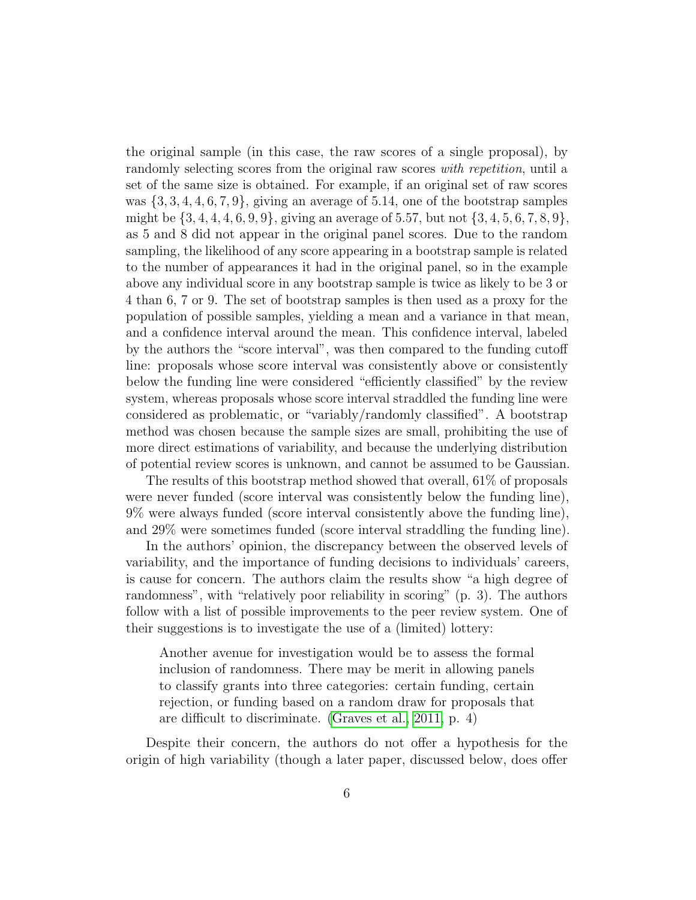the original sample (in this case, the raw scores of a single proposal), by randomly selecting scores from the original raw scores *with repetition*, until a set of the same size is obtained. For example, if an original set of raw scores was $\{3, 3, 4, 4, 6, 7, 9\}$, giving an average of 5.14, one of the bootstrap samples might be $\{3, 4, 4, 4, 6, 9, 9\}$, giving an average of 5.57, but not $\{3, 4, 5, 6, 7, 8, 9\}$, as 5 and 8 did not appear in the original panel scores. Due to the random sampling, the likelihood of any score appearing in a bootstrap sample is related to the number of appearances it had in the original panel, so in the example above any individual score in any bootstrap sample is twice as likely to be 3 or 4 than 6, 7 or 9. The set of bootstrap samples is then used as a proxy for the population of possible samples, yielding a mean and a variance in that mean, and a confidence interval around the mean. This confidence interval, labeled by the authors the "score interval", was then compared to the funding cutoff line: proposals whose score interval was consistently above or consistently below the funding line were considered "efficiently classified" by the review system, whereas proposals whose score interval straddled the funding line were considered as problematic, or "variably/randomly classified". A bootstrap method was chosen because the sample sizes are small, prohibiting the use of more direct estimations of variability, and because the underlying distribution of potential review scores is unknown, and cannot be assumed to be Gaussian.

The results of this bootstrap method showed that overall, 61% of proposals were never funded (score interval was consistently below the funding line), 9% were always funded (score interval consistently above the funding line), and 29% were sometimes funded (score interval straddling the funding line).

In the authors' opinion, the discrepancy between the observed levels of variability, and the importance of funding decisions to individuals' careers, is cause for concern. The authors claim the results show "a high degree of randomness", with "relatively poor reliability in scoring" (p. 3). The authors follow with a list of possible improvements to the peer review system. One of their suggestions is to investigate the use of a (limited) lottery:

> Another avenue for investigation would be to assess the formal inclusion of randomness. There may be merit in allowing panels to classify grants into three categories: certain funding, certain rejection, or funding based on a random draw for proposals that are difficult to discriminate. (Graves et al., 2011, p. 4)

Despite their concern, the authors do not offer a hypothesis for the origin of high variability (though a later paper, discussed below, does offer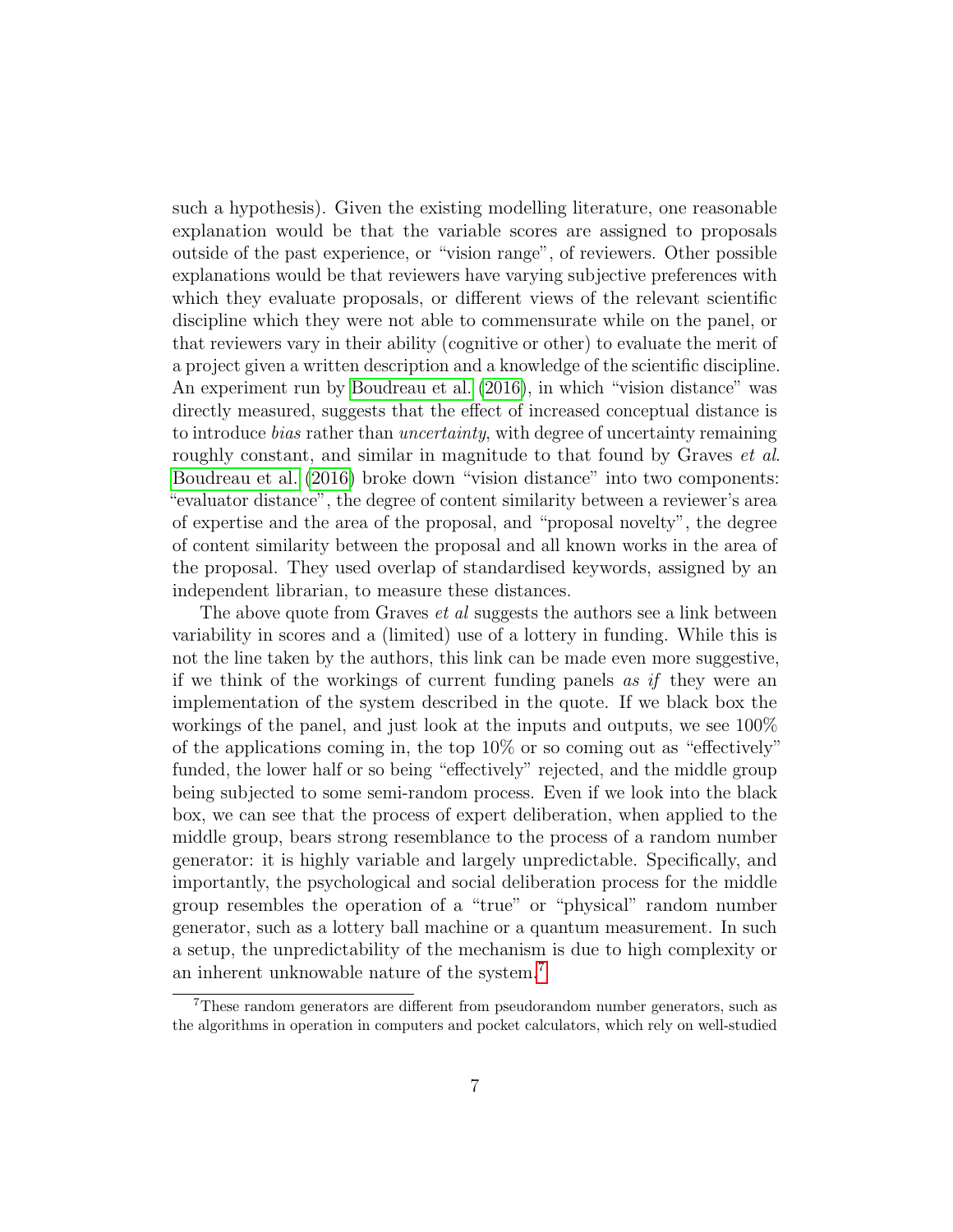such a hypothesis). Given the existing modelling literature, one reasonable explanation would be that the variable scores are assigned to proposals outside of the past experience, or "vision range", of reviewers. Other possible explanations would be that reviewers have varying subjective preferences with which they evaluate proposals, or different views of the relevant scientific discipline which they were not able to commensurate while on the panel, or that reviewers vary in their ability (cognitive or other) to evaluate the merit of a project given a written description and a knowledge of the scientific discipline. An experiment run by Boudreau et al. (2016), in which "vision distance" was directly measured, suggests that the effect of increased conceptual distance is to introduce *bias* rather than *uncertainty*, with degree of uncertainty remaining roughly constant, and similar in magnitude to that found by Graves *et al.* Boudreau et al. (2016) broke down "vision distance" into two components: "evaluator distance", the degree of content similarity between a reviewer's area of expertise and the area of the proposal, and "proposal novelty", the degree of content similarity between the proposal and all known works in the area of the proposal. They used overlap of standardised keywords, assigned by an independent librarian, to measure these distances.

The above quote from Graves *et al* suggests the authors see a link between variability in scores and a (limited) use of a lottery in funding. While this is not the line taken by the authors, this link can be made even more suggestive, if we think of the workings of current funding panels *as if* they were an implementation of the system described in the quote. If we black box the workings of the panel, and just look at the inputs and outputs, we see 100% of the applications coming in, the top 10% or so coming out as "effectively" funded, the lower half or so being "effectively" rejected, and the middle group being subjected to some semi-random process. Even if we look into the black box, we can see that the process of expert deliberation, when applied to the middle group, bears strong resemblance to the process of a random number generator: it is highly variable and largely unpredictable. Specifically, and importantly, the psychological and social deliberation process for the middle group resembles the operation of a "true" or "physical" random number generator, such as a lottery ball machine or a quantum measurement. In such a setup, the unpredictability of the mechanism is due to high complexity or an inherent unknowable nature of the system.[7]

[7] These random generators are different from pseudorandom number generators, such as the algorithms in operation in computers and pocket calculators, which rely on well-studied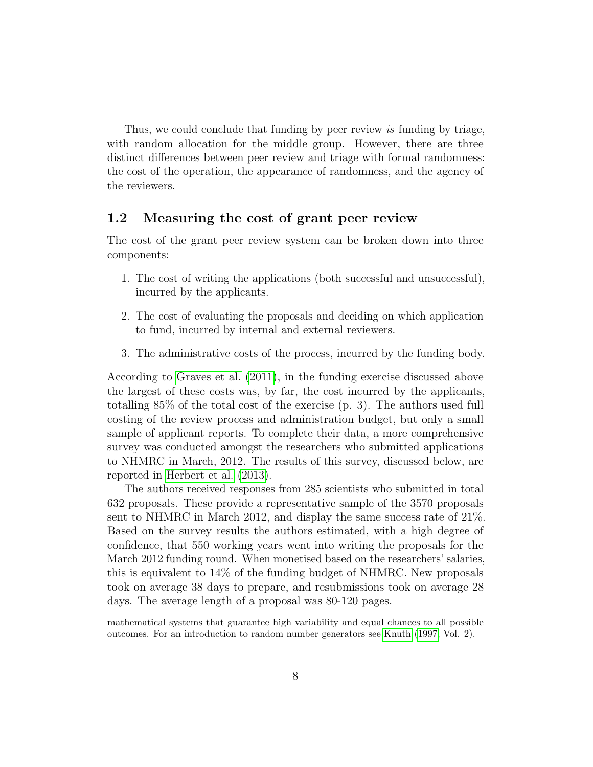Thus, we could conclude that funding by peer review *is* funding by triage, with random allocation for the middle group. However, there are three distinct differences between peer review and triage with formal randomness: the cost of the operation, the appearance of randomness, and the agency of the reviewers.

## 1.2 Measuring the cost of grant peer review

The cost of the grant peer review system can be broken down into three components:

1. The cost of writing the applications (both successful and unsuccessful), incurred by the applicants.
2. The cost of evaluating the proposals and deciding on which application to fund, incurred by internal and external reviewers.
3. The administrative costs of the process, incurred by the funding body.

According to Graves et al. (2011), in the funding exercise discussed above the largest of these costs was, by far, the cost incurred by the applicants, totalling 85% of the total cost of the exercise (p. 3). The authors used full costing of the review process and administration budget, but only a small sample of applicant reports. To complete their data, a more comprehensive survey was conducted amongst the researchers who submitted applications to NHMRC in March, 2012. The results of this survey, discussed below, are reported in Herbert et al. (2013).

The authors received responses from 285 scientists who submitted in total 632 proposals. These provide a representative sample of the 3570 proposals sent to NHMRC in March 2012, and display the same success rate of 21%. Based on the survey results the authors estimated, with a high degree of confidence, that 550 working years went into writing the proposals for the March 2012 funding round. When monetised based on the researchers' salaries, this is equivalent to 14% of the funding budget of NHMRC. New proposals took on average 38 days to prepare, and resubmissions took on average 28 days. The average length of a proposal was 80-120 pages.

mathematical systems that guarantee high variability and equal chances to all possible outcomes. For an introduction to random number generators see Knuth (1997, Vol. 2).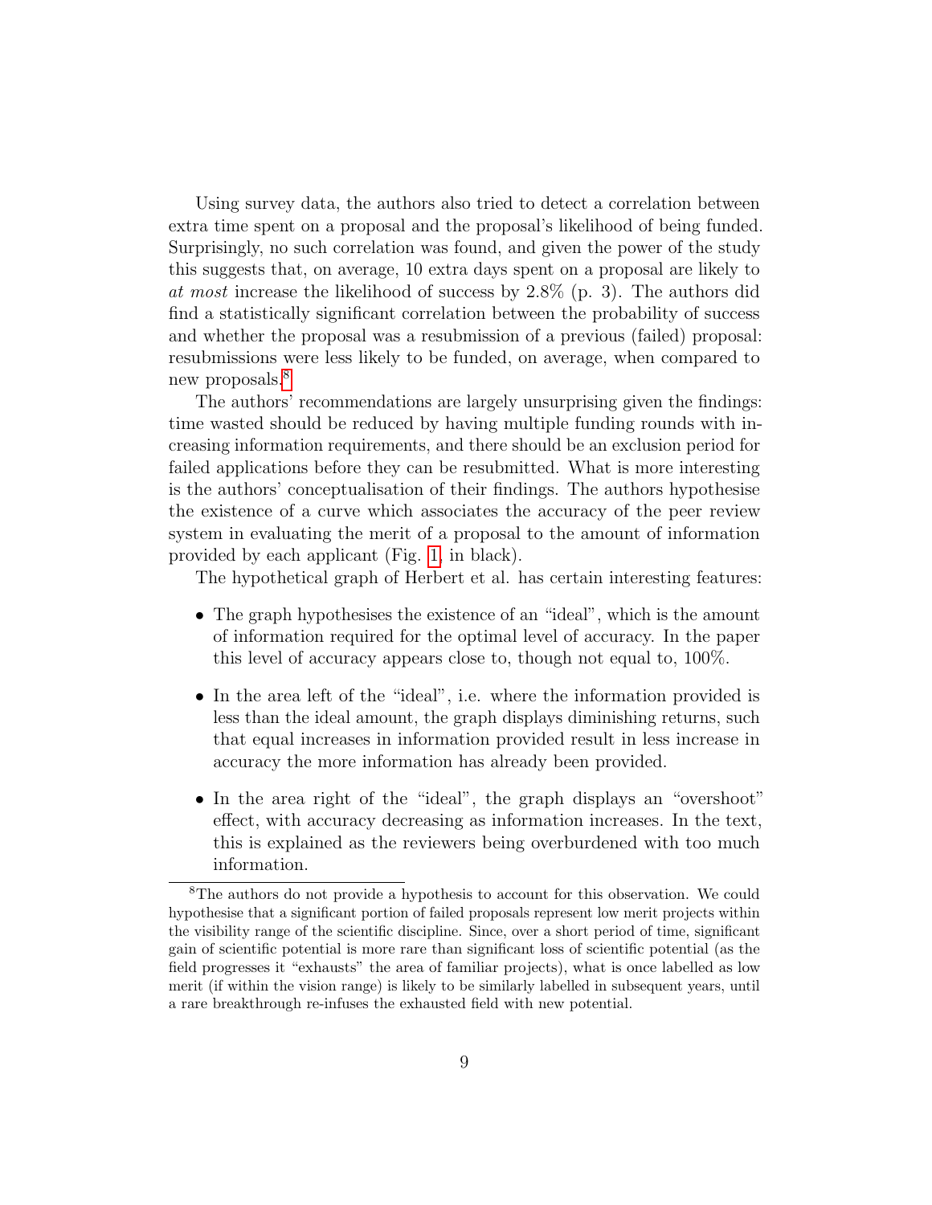Using survey data, the authors also tried to detect a correlation between extra time spent on a proposal and the proposal's likelihood of being funded. Surprisingly, no such correlation was found, and given the power of the study this suggests that, on average, 10 extra days spent on a proposal are likely to *at most* increase the likelihood of success by 2.8% (p. 3). The authors did find a statistically significant correlation between the probability of success and whether the proposal was a resubmission of a previous (failed) proposal: resubmissions were less likely to be funded, on average, when compared to new proposals.[8]

The authors' recommendations are largely unsurprising given the findings: time wasted should be reduced by having multiple funding rounds with increasing information requirements, and there should be an exclusion period for failed applications before they can be resubmitted. What is more interesting is the authors' conceptualisation of their findings. The authors hypothesise the existence of a curve which associates the accuracy of the peer review system in evaluating the merit of a proposal to the amount of information provided by each applicant (Fig. 1, in black).

The hypothetical graph of Herbert et al. has certain interesting features:

- The graph hypothesises the existence of an "ideal", which is the amount of information required for the optimal level of accuracy. In the paper this level of accuracy appears close to, though not equal to, 100%.
- In the area left of the "ideal", i.e. where the information provided is less than the ideal amount, the graph displays diminishing returns, such that equal increases in information provided result in less increase in accuracy the more information has already been provided.
- In the area right of the "ideal", the graph displays an "overshoot" effect, with accuracy decreasing as information increases. In the text, this is explained as the reviewers being overburdened with too much information.

[8]The authors do not provide a hypothesis to account for this observation. We could hypothesise that a significant portion of failed proposals represent low merit projects within the visibility range of the scientific discipline. Since, over a short period of time, significant gain of scientific potential is more rare than significant loss of scientific potential (as the field progresses it "exhausts" the area of familiar projects), what is once labelled as low merit (if within the vision range) is likely to be similarly labelled in subsequent years, until a rare breakthrough re-infuses the exhausted field with new potential.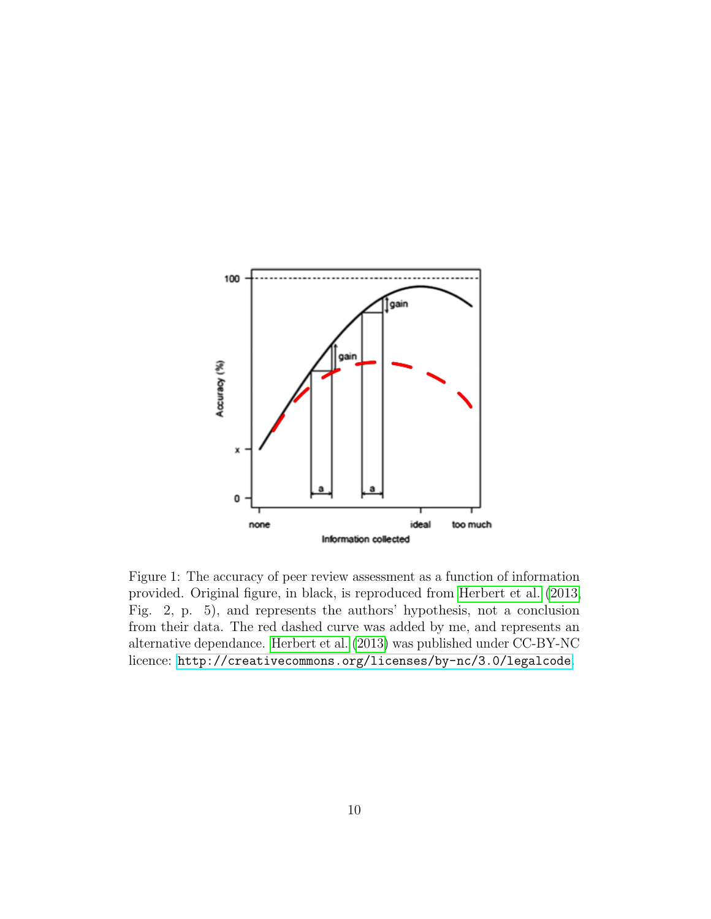Figure 1: The accuracy of peer review assessment as a function of information provided. Original figure, in black, is reproduced from Herbert et al. (2013, Fig. 2, p. 5), and represents the authors' hypothesis, not a conclusion from their data. The red dashed curve was added by me, and represents an alternative dependance. Herbert et al. (2013) was published under CC-BY-NC licence: http://creativecommons.org/licenses/by-nc/3.0/legalcode.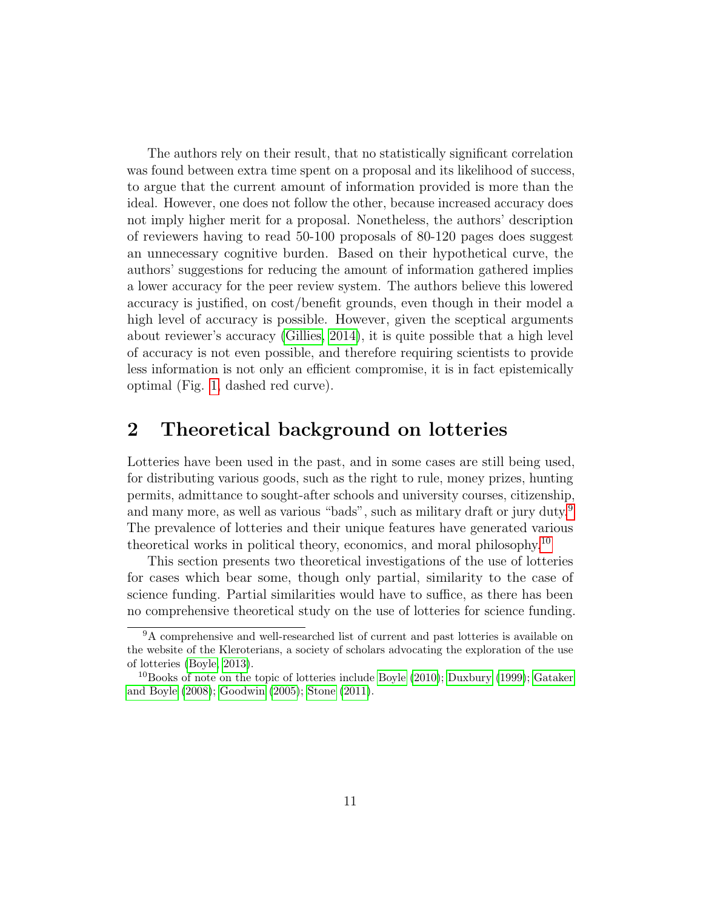The authors rely on their result, that no statistically significant correlation was found between extra time spent on a proposal and its likelihood of success, to argue that the current amount of information provided is more than the ideal. However, one does not follow the other, because increased accuracy does not imply higher merit for a proposal. Nonetheless, the authors' description of reviewers having to read 50-100 proposals of 80-120 pages does suggest an unnecessary cognitive burden. Based on their hypothetical curve, the authors' suggestions for reducing the amount of information gathered implies a lower accuracy for the peer review system. The authors believe this lowered accuracy is justified, on cost/benefit grounds, even though in their model a high level of accuracy is possible. However, given the sceptical arguments about reviewer's accuracy (Gillies, 2014), it is quite possible that a high level of accuracy is not even possible, and therefore requiring scientists to provide less information is not only an efficient compromise, it is in fact epistemically optimal (Fig. 1, dashed red curve).

## 2 Theoretical background on lotteries

Lotteries have been used in the past, and in some cases are still being used, for distributing various goods, such as the right to rule, money prizes, hunting permits, admittance to sought-after schools and university courses, citizenship, and many more, as well as various "bads", such as military draft or jury duty.[9] The prevalence of lotteries and their unique features have generated various theoretical works in political theory, economics, and moral philosophy.[10]

This section presents two theoretical investigations of the use of lotteries for cases which bear some, though only partial, similarity to the case of science funding. Partial similarities would have to suffice, as there has been no comprehensive theoretical study on the use of lotteries for science funding.

[9] A comprehensive and well-researched list of current and past lotteries is available on the website of the Kleroterians, a society of scholars advocating the exploration of the use of lotteries (Boyle, 2013).

[10] Books of note on the topic of lotteries include Boyle (2010); Duxbury (1999); Gataker and Boyle (2008); Goodwin (2005); Stone (2011).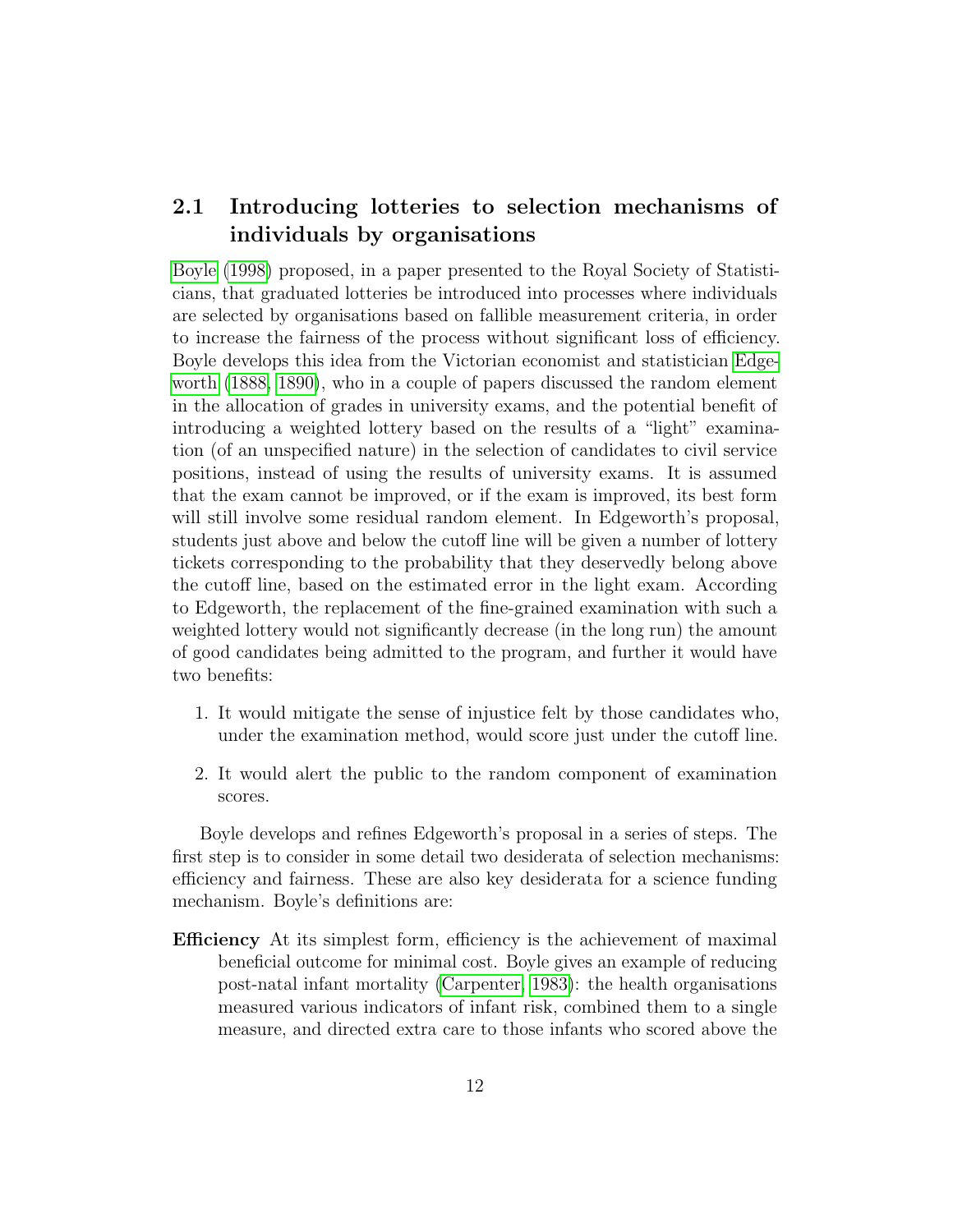## 2.1 Introducing lotteries to selection mechanisms of individuals by organisations

Boyle (1998) proposed, in a paper presented to the Royal Society of Statisticians, that graduated lotteries be introduced into processes where individuals are selected by organisations based on fallible measurement criteria, in order to increase the fairness of the process without significant loss of efficiency. Boyle develops this idea from the Victorian economist and statistician Edgeworth (1888, 1890), who in a couple of papers discussed the random element in the allocation of grades in university exams, and the potential benefit of introducing a weighted lottery based on the results of a "light" examination (of an unspecified nature) in the selection of candidates to civil service positions, instead of using the results of university exams. It is assumed that the exam cannot be improved, or if the exam is improved, its best form will still involve some residual random element. In Edgeworth's proposal, students just above and below the cutoff line will be given a number of lottery tickets corresponding to the probability that they deservedly belong above the cutoff line, based on the estimated error in the light exam. According to Edgeworth, the replacement of the fine-grained examination with such a weighted lottery would not significantly decrease (in the long run) the amount of good candidates being admitted to the program, and further it would have two benefits:

1. It would mitigate the sense of injustice felt by those candidates who, under the examination method, would score just under the cutoff line.
2. It would alert the public to the random component of examination scores.

Boyle develops and refines Edgeworth's proposal in a series of steps. The first step is to consider in some detail two desiderata of selection mechanisms: efficiency and fairness. These are also key desiderata for a science funding mechanism. Boyle's definitions are:

**Efficiency** At its simplest form, efficiency is the achievement of maximal beneficial outcome for minimal cost. Boyle gives an example of reducing post-natal infant mortality (Carpenter, 1983): the health organisations measured various indicators of infant risk, combined them to a single measure, and directed extra care to those infants who scored above the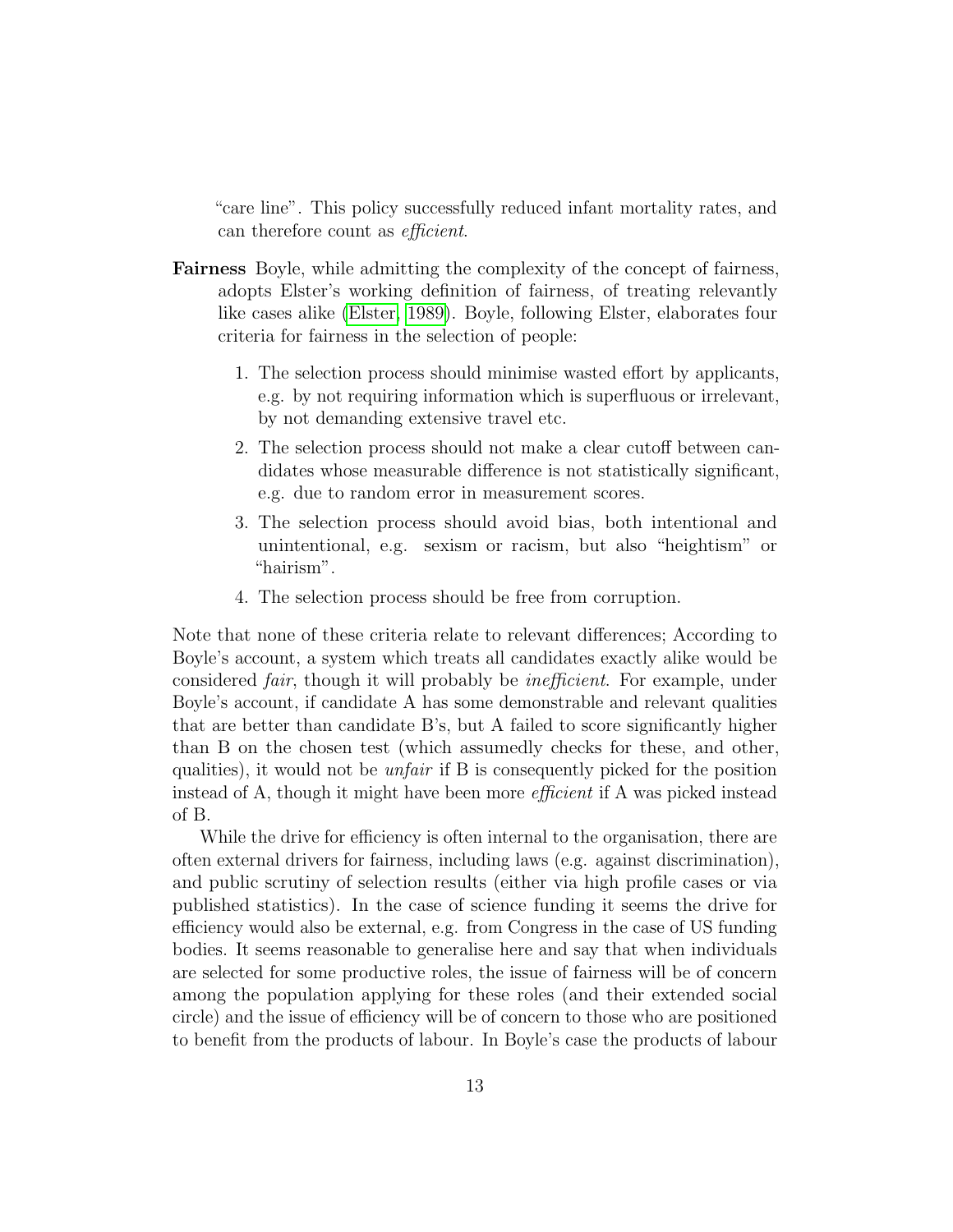"care line". This policy successfully reduced infant mortality rates, and can therefore count as *efficient*.

**Fairness** Boyle, while admitting the complexity of the concept of fairness, adopts Elster's working definition of fairness, of treating relevantly like cases alike (Elster, 1989). Boyle, following Elster, elaborates four criteria for fairness in the selection of people:

1. The selection process should minimise wasted effort by applicants, e.g. by not requiring information which is superfluous or irrelevant, by not demanding extensive travel etc.
2. The selection process should not make a clear cutoff between candidates whose measurable difference is not statistically significant, e.g. due to random error in measurement scores.
3. The selection process should avoid bias, both intentional and unintentional, e.g. sexism or racism, but also "heightism" or "hairism".
4. The selection process should be free from corruption.

Note that none of these criteria relate to relevant differences; According to Boyle's account, a system which treats all candidates exactly alike would be considered *fair*, though it will probably be *inefficient*. For example, under Boyle's account, if candidate A has some demonstrable and relevant qualities that are better than candidate B's, but A failed to score significantly higher than B on the chosen test (which assumedly checks for these, and other, qualities), it would not be *unfair* if B is consequently picked for the position instead of A, though it might have been more *efficient* if A was picked instead of B.

While the drive for efficiency is often internal to the organisation, there are often external drivers for fairness, including laws (e.g. against discrimination), and public scrutiny of selection results (either via high profile cases or via published statistics). In the case of science funding it seems the drive for efficiency would also be external, e.g. from Congress in the case of US funding bodies. It seems reasonable to generalise here and say that when individuals are selected for some productive roles, the issue of fairness will be of concern among the population applying for these roles (and their extended social circle) and the issue of efficiency will be of concern to those who are positioned to benefit from the products of labour. In Boyle's case the products of labour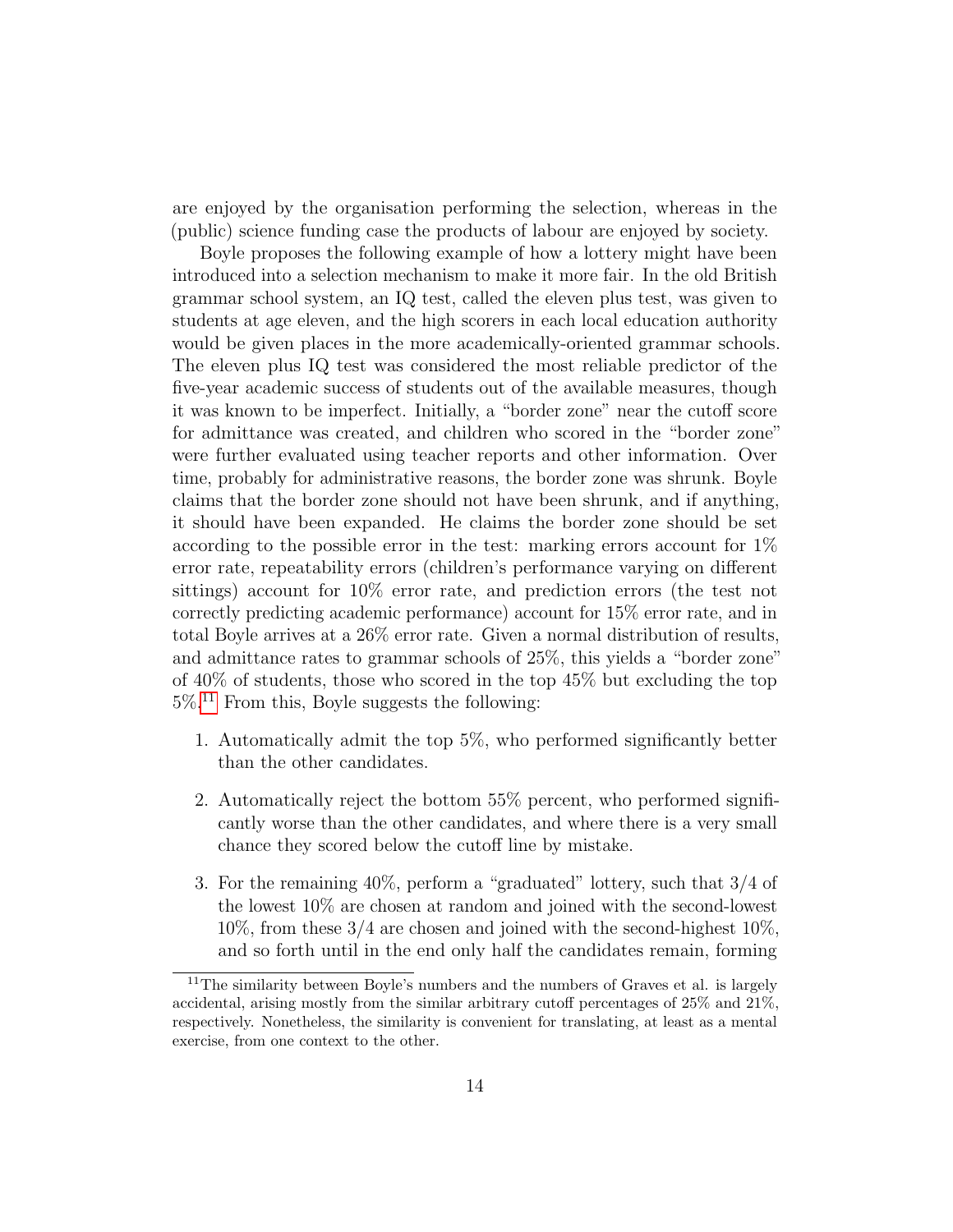are enjoyed by the organisation performing the selection, whereas in the (public) science funding case the products of labour are enjoyed by society.

Boyle proposes the following example of how a lottery might have been introduced into a selection mechanism to make it more fair. In the old British grammar school system, an IQ test, called the eleven plus test, was given to students at age eleven, and the high scorers in each local education authority would be given places in the more academically-oriented grammar schools. The eleven plus IQ test was considered the most reliable predictor of the five-year academic success of students out of the available measures, though it was known to be imperfect. Initially, a "border zone" near the cutoff score for admittance was created, and children who scored in the "border zone" were further evaluated using teacher reports and other information. Over time, probably for administrative reasons, the border zone was shrunk. Boyle claims that the border zone should not have been shrunk, and if anything, it should have been expanded. He claims the border zone should be set according to the possible error in the test: marking errors account for 1% error rate, repeatability errors (children's performance varying on different sittings) account for 10% error rate, and prediction errors (the test not correctly predicting academic performance) account for 15% error rate, and in total Boyle arrives at a 26% error rate. Given a normal distribution of results, and admittance rates to grammar schools of 25%, this yields a "border zone" of 40% of students, those who scored in the top 45% but excluding the top 5%.[11] From this, Boyle suggests the following:

1. Automatically admit the top 5%, who performed significantly better than the other candidates.

2. Automatically reject the bottom 55% percent, who performed significantly worse than the other candidates, and where there is a very small chance they scored below the cutoff line by mistake.

3. For the remaining 40%, perform a "graduated" lottery, such that 3/4 of the lowest 10% are chosen at random and joined with the second-lowest 10%, from these 3/4 are chosen and joined with the second-highest 10%, and so forth until in the end only half the candidates remain, forming

[11] The similarity between Boyle's numbers and the numbers of Graves et al. is largely accidental, arising mostly from the similar arbitrary cutoff percentages of 25% and 21%, respectively. Nonetheless, the similarity is convenient for translating, at least as a mental exercise, from one context to the other.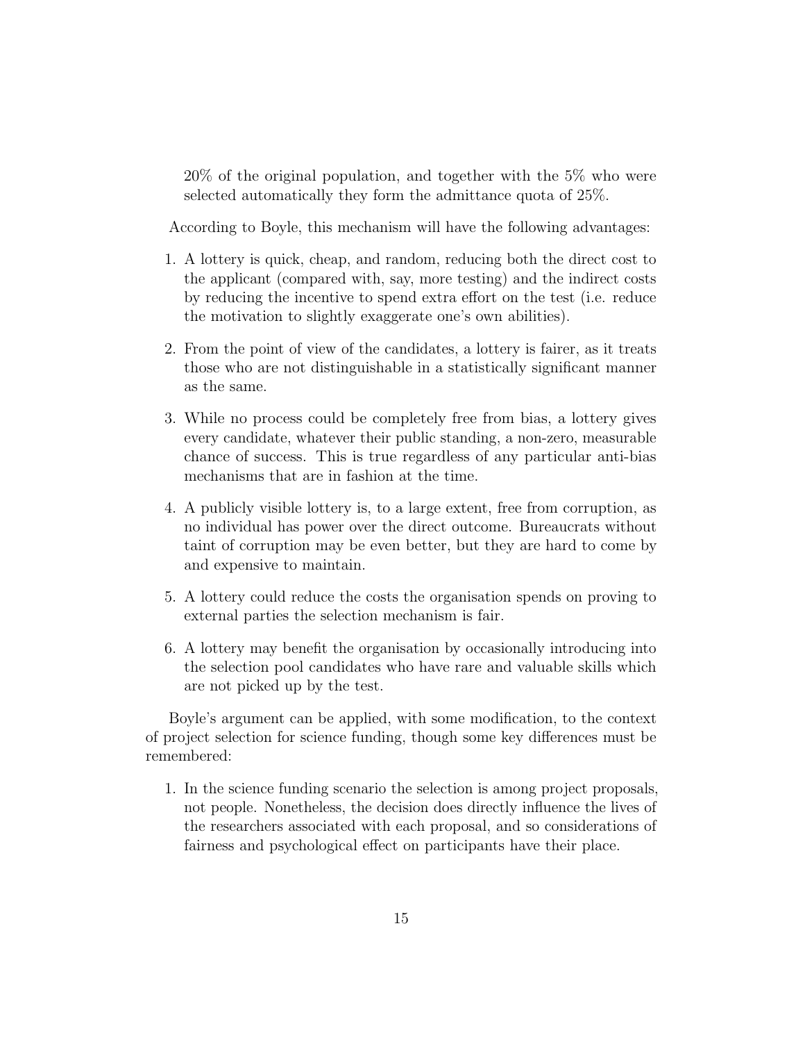20% of the original population, and together with the 5% who were selected automatically they form the admittance quota of 25%.

According to Boyle, this mechanism will have the following advantages:

1. A lottery is quick, cheap, and random, reducing both the direct cost to the applicant (compared with, say, more testing) and the indirect costs by reducing the incentive to spend extra effort on the test (i.e. reduce the motivation to slightly exaggerate one's own abilities).
2. From the point of view of the candidates, a lottery is fairer, as it treats those who are not distinguishable in a statistically significant manner as the same.
3. While no process could be completely free from bias, a lottery gives every candidate, whatever their public standing, a non-zero, measurable chance of success. This is true regardless of any particular anti-bias mechanisms that are in fashion at the time.
4. A publicly visible lottery is, to a large extent, free from corruption, as no individual has power over the direct outcome. Bureaucrats without taint of corruption may be even better, but they are hard to come by and expensive to maintain.
5. A lottery could reduce the costs the organisation spends on proving to external parties the selection mechanism is fair.
6. A lottery may benefit the organisation by occasionally introducing into the selection pool candidates who have rare and valuable skills which are not picked up by the test.

Boyle's argument can be applied, with some modification, to the context of project selection for science funding, though some key differences must be remembered:

1. In the science funding scenario the selection is among project proposals, not people. Nonetheless, the decision does directly influence the lives of the researchers associated with each proposal, and so considerations of fairness and psychological effect on participants have their place.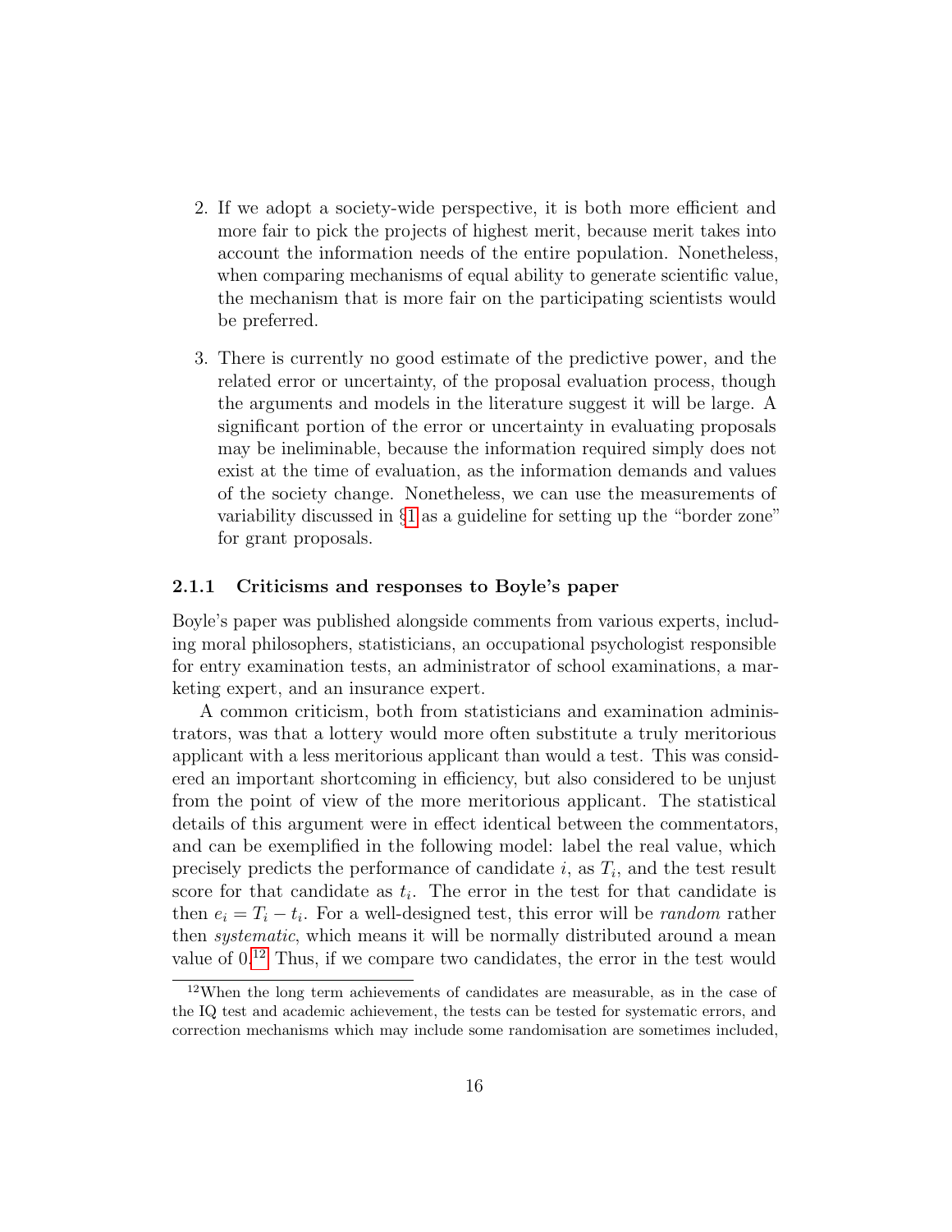2. If we adopt a society-wide perspective, it is both more efficient and more fair to pick the projects of highest merit, because merit takes into account the information needs of the entire population. Nonetheless, when comparing mechanisms of equal ability to generate scientific value, the mechanism that is more fair on the participating scientists would be preferred.

3. There is currently no good estimate of the predictive power, and the related error or uncertainty, of the proposal evaluation process, though the arguments and models in the literature suggest it will be large. A significant portion of the error or uncertainty in evaluating proposals may be ineliminable, because the information required simply does not exist at the time of evaluation, as the information demands and values of the society change. Nonetheless, we can use the measurements of variability discussed in §1 as a guideline for setting up the "border zone" for grant proposals.

### 2.1.1 Criticisms and responses to Boyle's paper

Boyle's paper was published alongside comments from various experts, including moral philosophers, statisticians, an occupational psychologist responsible for entry examination tests, an administrator of school examinations, a marketing expert, and an insurance expert.

A common criticism, both from statisticians and examination administrators, was that a lottery would more often substitute a truly meritorious applicant with a less meritorious applicant than would a test. This was considered an important shortcoming in efficiency, but also considered to be unjust from the point of view of the more meritorious applicant. The statistical details of this argument were in effect identical between the commentators, and can be exemplified in the following model: label the real value, which precisely predicts the performance of candidate $i$, as $T_i$, and the test result score for that candidate as $t_i$. The error in the test for that candidate is then $e_i = T_i - t_i$. For a well-designed test, this error will be *random* rather then *systematic*, which means it will be normally distributed around a mean value of 0.[12] Thus, if we compare two candidates, the error in the test would

[12]When the long term achievements of candidates are measurable, as in the case of the IQ test and academic achievement, the tests can be tested for systematic errors, and correction mechanisms which may include some randomisation are sometimes included,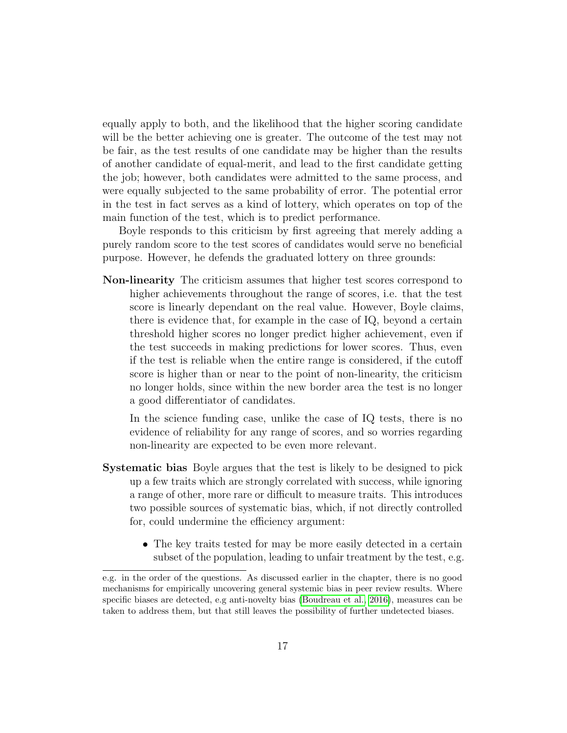equally apply to both, and the likelihood that the higher scoring candidate will be the better achieving one is greater. The outcome of the test may not be fair, as the test results of one candidate may be higher than the results of another candidate of equal-merit, and lead to the first candidate getting the job; however, both candidates were admitted to the same process, and were equally subjected to the same probability of error. The potential error in the test in fact serves as a kind of lottery, which operates on top of the main function of the test, which is to predict performance.

Boyle responds to this criticism by first agreeing that merely adding a purely random score to the test scores of candidates would serve no beneficial purpose. However, he defends the graduated lottery on three grounds:

**Non-linearity** The criticism assumes that higher test scores correspond to higher achievements throughout the range of scores, i.e. that the test score is linearly dependant on the real value. However, Boyle claims, there is evidence that, for example in the case of IQ, beyond a certain threshold higher scores no longer predict higher achievement, even if the test succeeds in making predictions for lower scores. Thus, even if the test is reliable when the entire range is considered, if the cutoff score is higher than or near to the point of non-linearity, the criticism no longer holds, since within the new border area the test is no longer a good differentiator of candidates.

In the science funding case, unlike the case of IQ tests, there is no evidence of reliability for any range of scores, and so worries regarding non-linearity are expected to be even more relevant.

**Systematic bias** Boyle argues that the test is likely to be designed to pick up a few traits which are strongly correlated with success, while ignoring a range of other, more rare or difficult to measure traits. This introduces two possible sources of systematic bias, which, if not directly controlled for, could undermine the efficiency argument:

- The key traits tested for may be more easily detected in a certain subset of the population, leading to unfair treatment by the test, e.g.

e.g. in the order of the questions. As discussed earlier in the chapter, there is no good mechanisms for empirically uncovering general systemic bias in peer review results. Where specific biases are detected, e.g anti-novelty bias (Boudreau et al., 2016), measures can be taken to address them, but that still leaves the possibility of further undetected biases.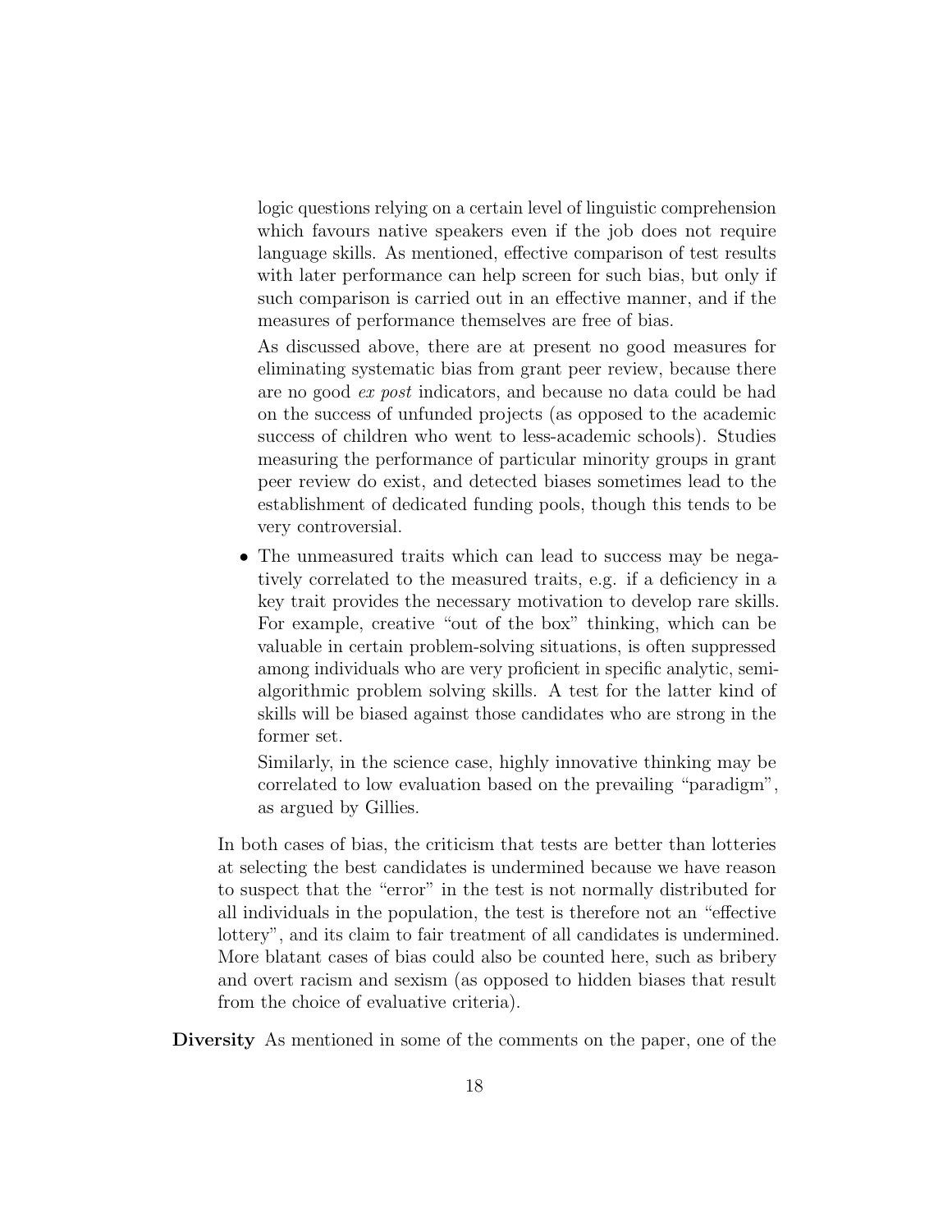logic questions relying on a certain level of linguistic comprehension which favours native speakers even if the job does not require language skills. As mentioned, effective comparison of test results with later performance can help screen for such bias, but only if such comparison is carried out in an effective manner, and if the measures of performance themselves are free of bias.

  As discussed above, there are at present no good measures for eliminating systematic bias from grant peer review, because there are no good *ex post* indicators, and because no data could be had on the success of unfunded projects (as opposed to the academic success of children who went to less-academic schools). Studies measuring the performance of particular minority groups in grant peer review do exist, and detected biases sometimes lead to the establishment of dedicated funding pools, though this tends to be very controversial.

- The unmeasured traits which can lead to success may be negatively correlated to the measured traits, e.g. if a deficiency in a key trait provides the necessary motivation to develop rare skills. For example, creative "out of the box" thinking, which can be valuable in certain problem-solving situations, is often suppressed among individuals who are very proficient in specific analytic, semi-algorithmic problem solving skills. A test for the latter kind of skills will be biased against those candidates who are strong in the former set.

  Similarly, in the science case, highly innovative thinking may be correlated to low evaluation based on the prevailing "paradigm", as argued by Gillies.

In both cases of bias, the criticism that tests are better than lotteries at selecting the best candidates is undermined because we have reason to suspect that the "error" in the test is not normally distributed for all individuals in the population, the test is therefore not an "effective lottery", and its claim to fair treatment of all candidates is undermined. More blatant cases of bias could also be counted here, such as bribery and overt racism and sexism (as opposed to hidden biases that result from the choice of evaluative criteria).

**Diversity** As mentioned in some of the comments on the paper, one of the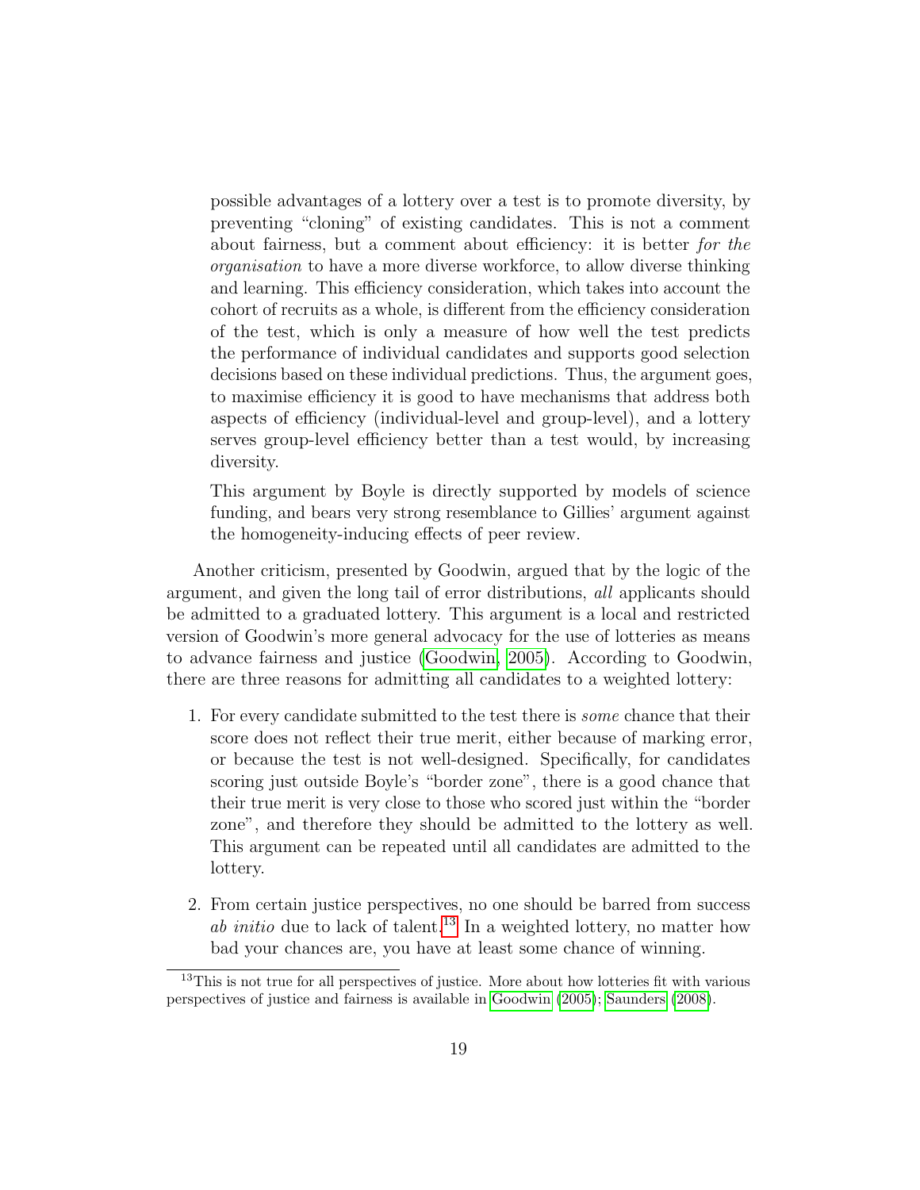possible advantages of a lottery over a test is to promote diversity, by preventing "cloning" of existing candidates. This is not a comment about fairness, but a comment about efficiency: it is better *for the organisation* to have a more diverse workforce, to allow diverse thinking and learning. This efficiency consideration, which takes into account the cohort of recruits as a whole, is different from the efficiency consideration of the test, which is only a measure of how well the test predicts the performance of individual candidates and supports good selection decisions based on these individual predictions. Thus, the argument goes, to maximise efficiency it is good to have mechanisms that address both aspects of efficiency (individual-level and group-level), and a lottery serves group-level efficiency better than a test would, by increasing diversity.

This argument by Boyle is directly supported by models of science funding, and bears very strong resemblance to Gillies' argument against the homogeneity-inducing effects of peer review.

Another criticism, presented by Goodwin, argued that by the logic of the argument, and given the long tail of error distributions, *all* applicants should be admitted to a graduated lottery. This argument is a local and restricted version of Goodwin's more general advocacy for the use of lotteries as means to advance fairness and justice (Goodwin, 2005). According to Goodwin, there are three reasons for admitting all candidates to a weighted lottery:

1. For every candidate submitted to the test there is *some* chance that their score does not reflect their true merit, either because of marking error, or because the test is not well-designed. Specifically, for candidates scoring just outside Boyle's "border zone", there is a good chance that their true merit is very close to those who scored just within the "border zone", and therefore they should be admitted to the lottery as well. This argument can be repeated until all candidates are admitted to the lottery.

2. From certain justice perspectives, no one should be barred from success *ab initio* due to lack of talent.[13] In a weighted lottery, no matter how bad your chances are, you have at least some chance of winning.

[13] This is not true for all perspectives of justice. More about how lotteries fit with various perspectives of justice and fairness is available in Goodwin (2005); Saunders (2008).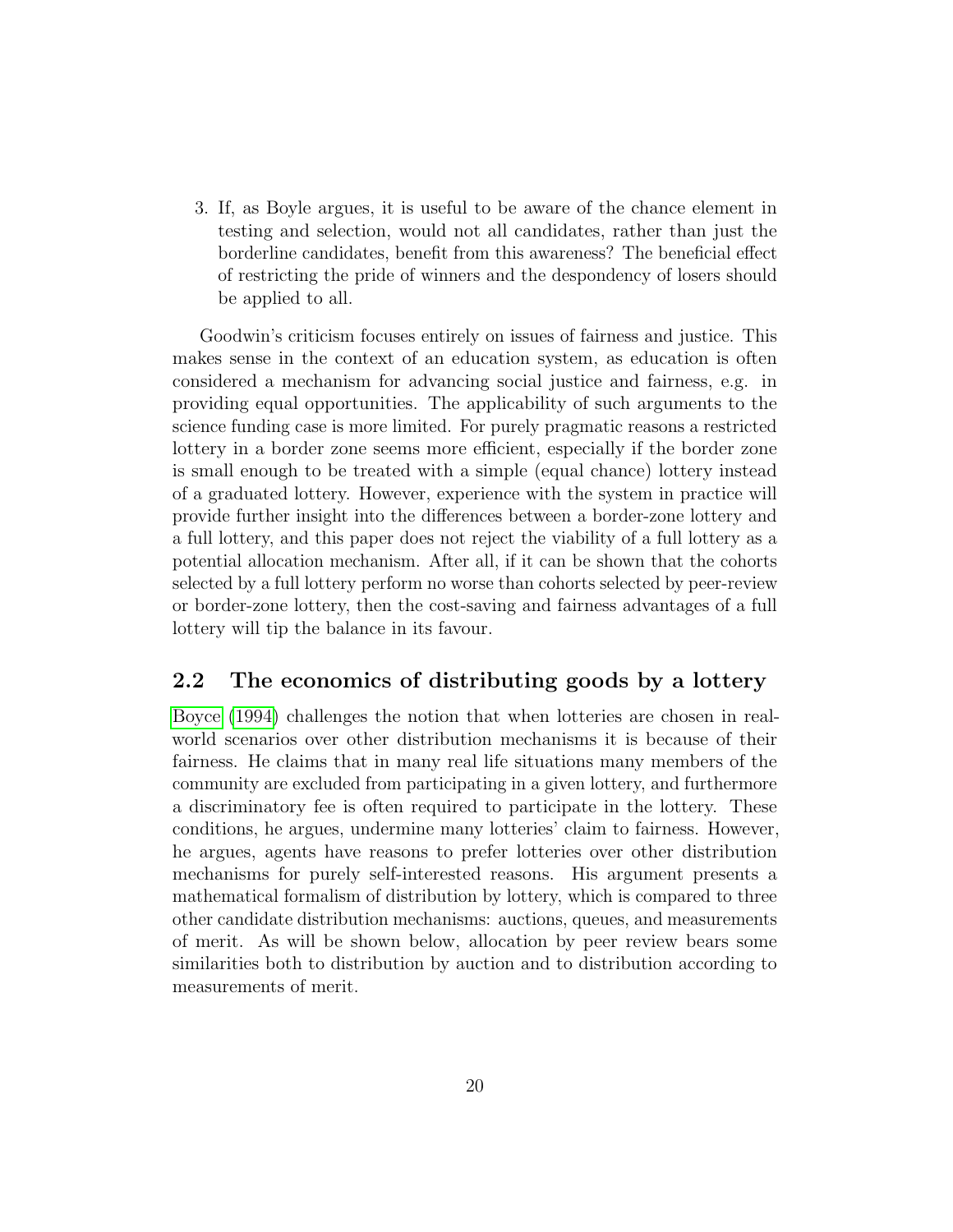3. If, as Boyle argues, it is useful to be aware of the chance element in testing and selection, would not all candidates, rather than just the borderline candidates, benefit from this awareness? The beneficial effect of restricting the pride of winners and the despondency of losers should be applied to all.

Goodwin's criticism focuses entirely on issues of fairness and justice. This makes sense in the context of an education system, as education is often considered a mechanism for advancing social justice and fairness, e.g. in providing equal opportunities. The applicability of such arguments to the science funding case is more limited. For purely pragmatic reasons a restricted lottery in a border zone seems more efficient, especially if the border zone is small enough to be treated with a simple (equal chance) lottery instead of a graduated lottery. However, experience with the system in practice will provide further insight into the differences between a border-zone lottery and a full lottery, and this paper does not reject the viability of a full lottery as a potential allocation mechanism. After all, if it can be shown that the cohorts selected by a full lottery perform no worse than cohorts selected by peer-review or border-zone lottery, then the cost-saving and fairness advantages of a full lottery will tip the balance in its favour.

## 2.2 The economics of distributing goods by a lottery

Boyce (1994) challenges the notion that when lotteries are chosen in real-world scenarios over other distribution mechanisms it is because of their fairness. He claims that in many real life situations many members of the community are excluded from participating in a given lottery, and furthermore a discriminatory fee is often required to participate in the lottery. These conditions, he argues, undermine many lotteries' claim to fairness. However, he argues, agents have reasons to prefer lotteries over other distribution mechanisms for purely self-interested reasons. His argument presents a mathematical formalism of distribution by lottery, which is compared to three other candidate distribution mechanisms: auctions, queues, and measurements of merit. As will be shown below, allocation by peer review bears some similarities both to distribution by auction and to distribution according to measurements of merit.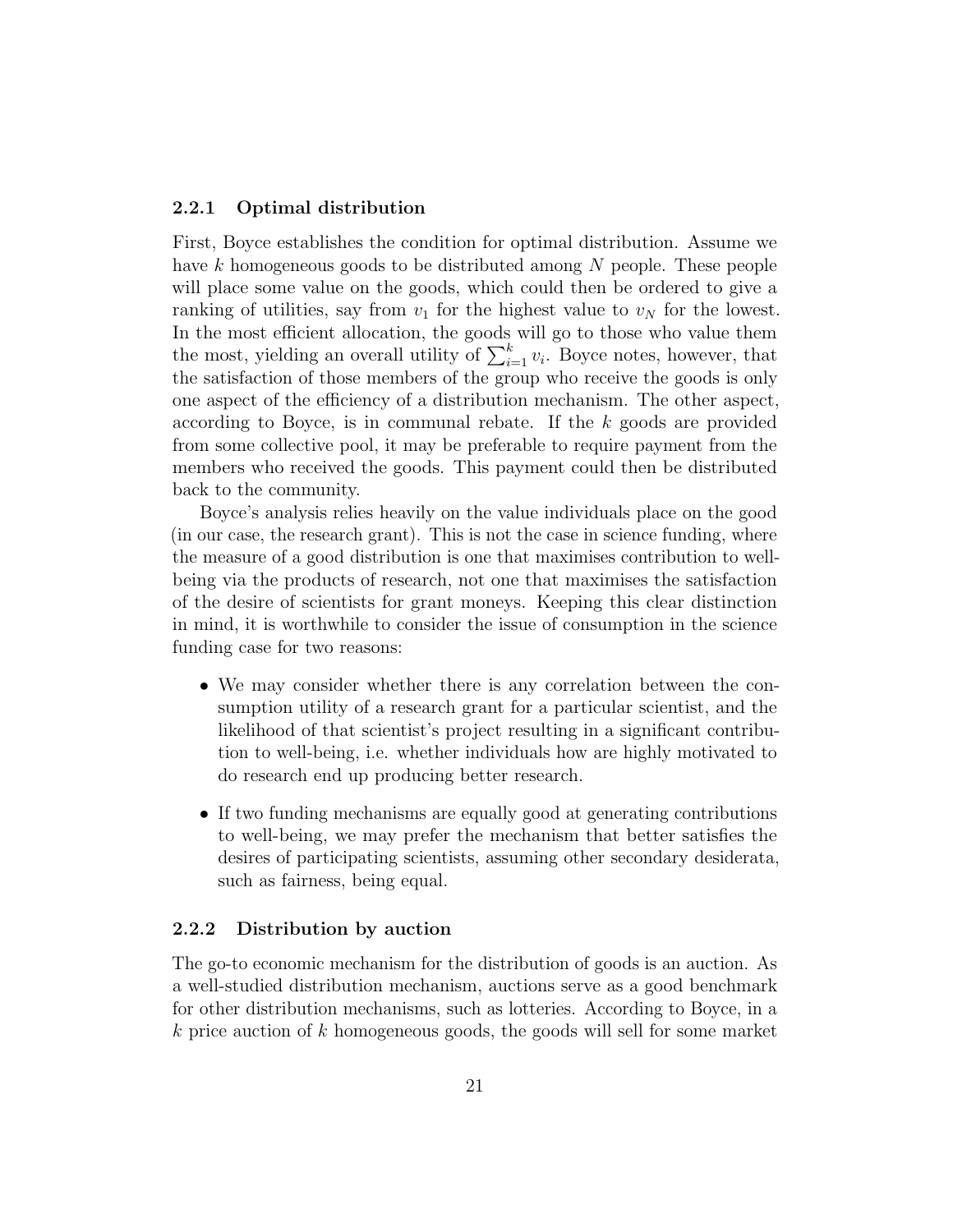### 2.2.1 Optimal distribution

First, Boyce establishes the condition for optimal distribution. Assume we have $k$ homogeneous goods to be distributed among $N$ people. These people will place some value on the goods, which could then be ordered to give a ranking of utilities, say from $v_1$ for the highest value to $v_N$ for the lowest. In the most efficient allocation, the goods will go to those who value them the most, yielding an overall utility of $\sum_{i=1}^{k} v_i$. Boyce notes, however, that the satisfaction of those members of the group who receive the goods is only one aspect of the efficiency of a distribution mechanism. The other aspect, according to Boyce, is in communal rebate. If the $k$ goods are provided from some collective pool, it may be preferable to require payment from the members who received the goods. This payment could then be distributed back to the community.

Boyce's analysis relies heavily on the value individuals place on the good (in our case, the research grant). This is not the case in science funding, where the measure of a good distribution is one that maximises contribution to well-being via the products of research, not one that maximises the satisfaction of the desire of scientists for grant moneys. Keeping this clear distinction in mind, it is worthwhile to consider the issue of consumption in the science funding case for two reasons:

- We may consider whether there is any correlation between the consumption utility of a research grant for a particular scientist, and the likelihood of that scientist's project resulting in a significant contribution to well-being, i.e. whether individuals how are highly motivated to do research end up producing better research.
- If two funding mechanisms are equally good at generating contributions to well-being, we may prefer the mechanism that better satisfies the desires of participating scientists, assuming other secondary desiderata, such as fairness, being equal.

### 2.2.2 Distribution by auction

The go-to economic mechanism for the distribution of goods is an auction. As a well-studied distribution mechanism, auctions serve as a good benchmark for other distribution mechanisms, such as lotteries. According to Boyce, in a $k$ price auction of $k$ homogeneous goods, the goods will sell for some market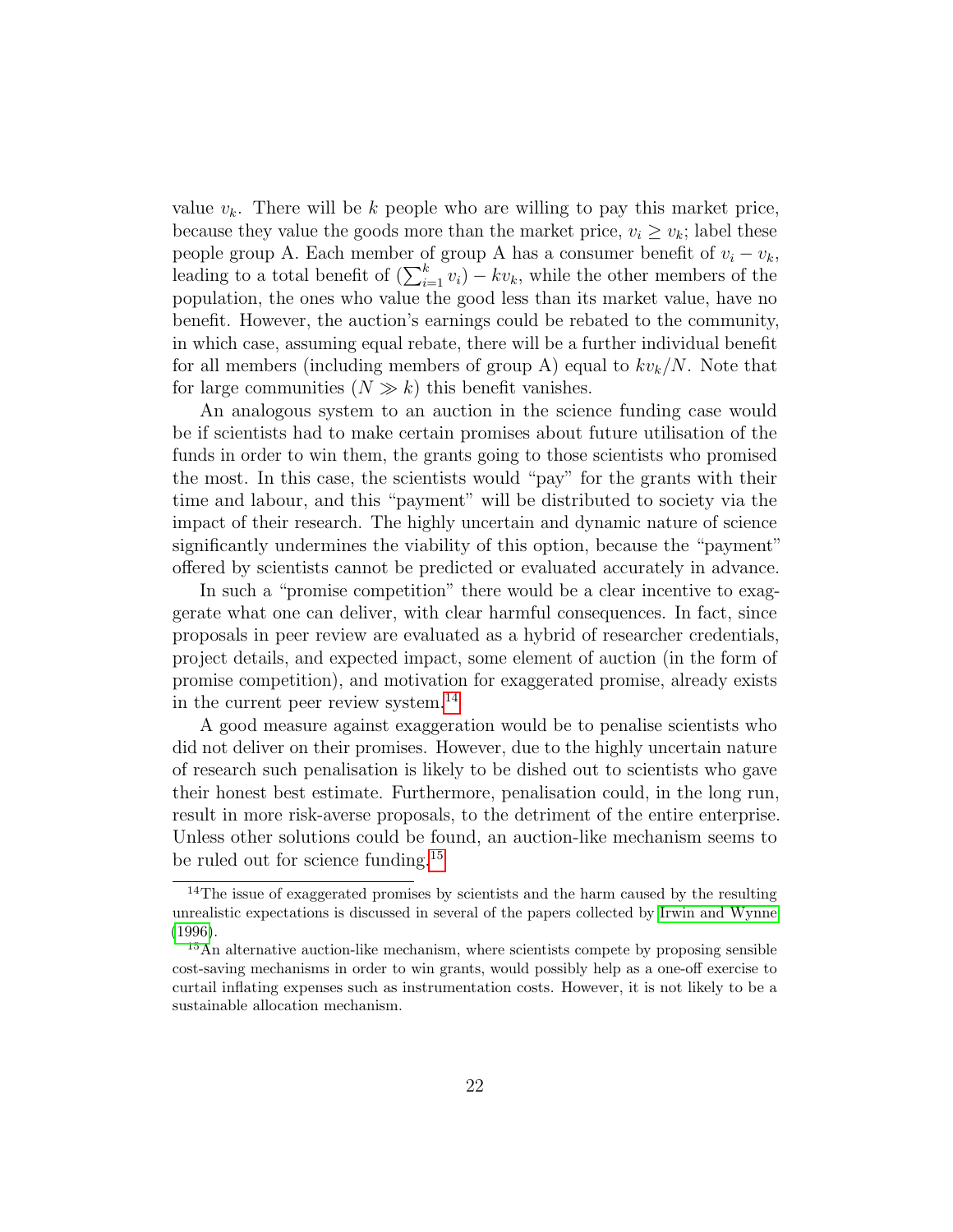value $v_k$. There will be $k$ people who are willing to pay this market price, because they value the goods more than the market price, $v_i \geq v_k$; label these people group A. Each member of group A has a consumer benefit of $v_i - v_k$, leading to a total benefit of $(\sum_{i=1}^{k} v_i) - kv_k$, while the other members of the population, the ones who value the good less than its market value, have no benefit. However, the auction's earnings could be rebated to the community, in which case, assuming equal rebate, there will be a further individual benefit for all members (including members of group A) equal to $kv_k/N$. Note that for large communities ($N \gg k$) this benefit vanishes.

An analogous system to an auction in the science funding case would be if scientists had to make certain promises about future utilisation of the funds in order to win them, the grants going to those scientists who promised the most. In this case, the scientists would "pay" for the grants with their time and labour, and this "payment" will be distributed to society via the impact of their research. The highly uncertain and dynamic nature of science significantly undermines the viability of this option, because the "payment" offered by scientists cannot be predicted or evaluated accurately in advance.

In such a "promise competition" there would be a clear incentive to exaggerate what one can deliver, with clear harmful consequences. In fact, since proposals in peer review are evaluated as a hybrid of researcher credentials, project details, and expected impact, some element of auction (in the form of promise competition), and motivation for exaggerated promise, already exists in the current peer review system.[14]

A good measure against exaggeration would be to penalise scientists who did not deliver on their promises. However, due to the highly uncertain nature of research such penalisation is likely to be dished out to scientists who gave their honest best estimate. Furthermore, penalisation could, in the long run, result in more risk-averse proposals, to the detriment of the entire enterprise. Unless other solutions could be found, an auction-like mechanism seems to be ruled out for science funding.[15]

---

[14] The issue of exaggerated promises by scientists and the harm caused by the resulting unrealistic expectations is discussed in several of the papers collected by Irwin and Wynne (1996).

[15] An alternative auction-like mechanism, where scientists compete by proposing sensible cost-saving mechanisms in order to win grants, would possibly help as a one-off exercise to curtail inflating expenses such as instrumentation costs. However, it is not likely to be a sustainable allocation mechanism.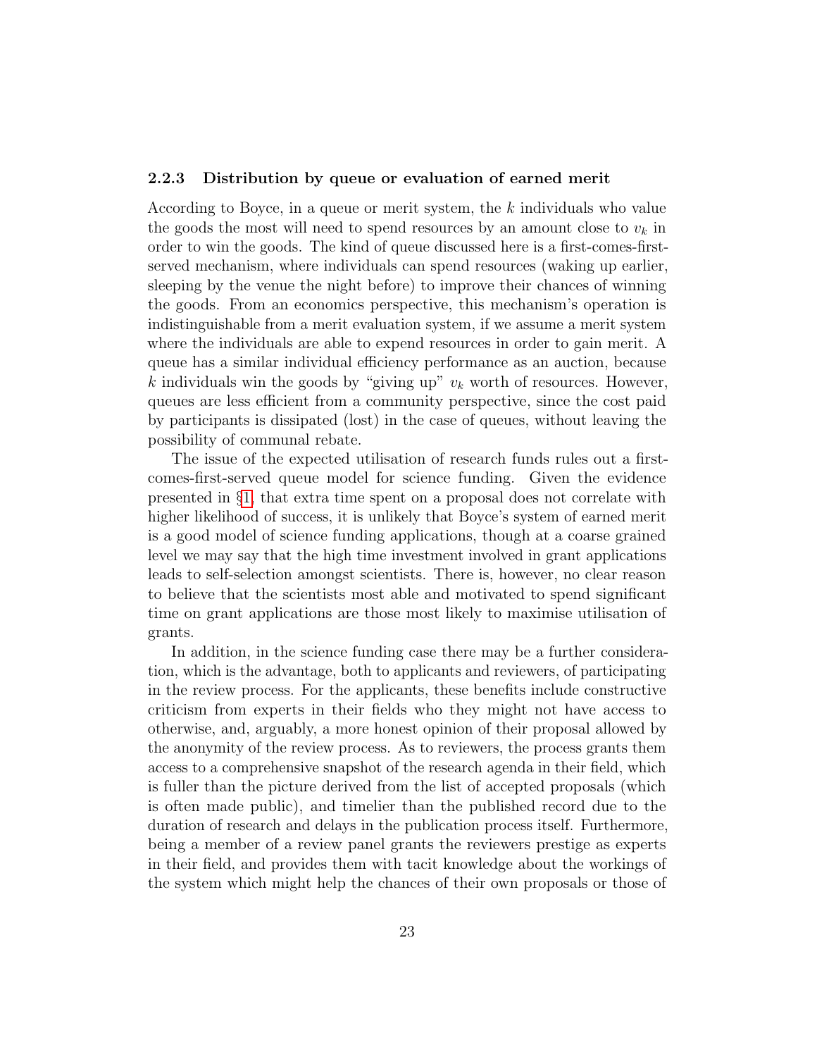### 2.2.3 Distribution by queue or evaluation of earned merit

According to Boyce, in a queue or merit system, the $k$ individuals who value the goods the most will need to spend resources by an amount close to $v_k$ in order to win the goods. The kind of queue discussed here is a first-comes-first-served mechanism, where individuals can spend resources (waking up earlier, sleeping by the venue the night before) to improve their chances of winning the goods. From an economics perspective, this mechanism's operation is indistinguishable from a merit evaluation system, if we assume a merit system where the individuals are able to expend resources in order to gain merit. A queue has a similar individual efficiency performance as an auction, because $k$ individuals win the goods by "giving up" $v_k$ worth of resources. However, queues are less efficient from a community perspective, since the cost paid by participants is dissipated (lost) in the case of queues, without leaving the possibility of communal rebate.

The issue of the expected utilisation of research funds rules out a first-comes-first-served queue model for science funding. Given the evidence presented in §1, that extra time spent on a proposal does not correlate with higher likelihood of success, it is unlikely that Boyce's system of earned merit is a good model of science funding applications, though at a coarse grained level we may say that the high time investment involved in grant applications leads to self-selection amongst scientists. There is, however, no clear reason to believe that the scientists most able and motivated to spend significant time on grant applications are those most likely to maximise utilisation of grants.

In addition, in the science funding case there may be a further consideration, which is the advantage, both to applicants and reviewers, of participating in the review process. For the applicants, these benefits include constructive criticism from experts in their fields who they might not have access to otherwise, and, arguably, a more honest opinion of their proposal allowed by the anonymity of the review process. As to reviewers, the process grants them access to a comprehensive snapshot of the research agenda in their field, which is fuller than the picture derived from the list of accepted proposals (which is often made public), and timelier than the published record due to the duration of research and delays in the publication process itself. Furthermore, being a member of a review panel grants the reviewers prestige as experts in their field, and provides them with tacit knowledge about the workings of the system which might help the chances of their own proposals or those of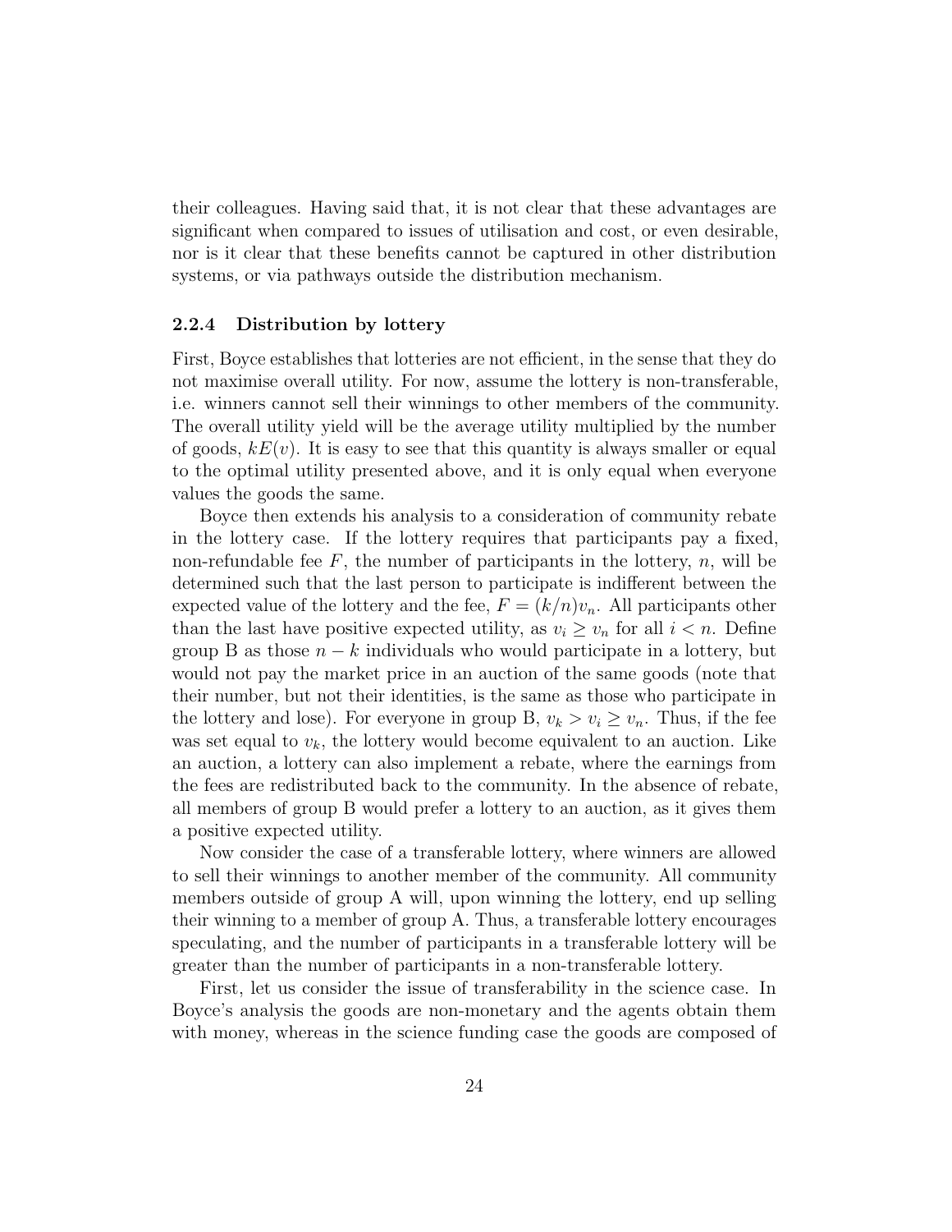their colleagues. Having said that, it is not clear that these advantages are significant when compared to issues of utilisation and cost, or even desirable, nor is it clear that these benefits cannot be captured in other distribution systems, or via pathways outside the distribution mechanism.

### 2.2.4 Distribution by lottery

First, Boyce establishes that lotteries are not efficient, in the sense that they do not maximise overall utility. For now, assume the lottery is non-transferable, i.e. winners cannot sell their winnings to other members of the community. The overall utility yield will be the average utility multiplied by the number of goods, $kE(v)$. It is easy to see that this quantity is always smaller or equal to the optimal utility presented above, and it is only equal when everyone values the goods the same.

Boyce then extends his analysis to a consideration of community rebate in the lottery case. If the lottery requires that participants pay a fixed, non-refundable fee $F$, the number of participants in the lottery, $n$, will be determined such that the last person to participate is indifferent between the expected value of the lottery and the fee, $F = (k/n)v_n$. All participants other than the last have positive expected utility, as $v_i \geq v_n$ for all $i < n$. Define group B as those $n - k$ individuals who would participate in a lottery, but would not pay the market price in an auction of the same goods (note that their number, but not their identities, is the same as those who participate in the lottery and lose). For everyone in group B, $v_k > v_i \geq v_n$. Thus, if the fee was set equal to $v_k$, the lottery would become equivalent to an auction. Like an auction, a lottery can also implement a rebate, where the earnings from the fees are redistributed back to the community. In the absence of rebate, all members of group B would prefer a lottery to an auction, as it gives them a positive expected utility.

Now consider the case of a transferable lottery, where winners are allowed to sell their winnings to another member of the community. All community members outside of group A will, upon winning the lottery, end up selling their winning to a member of group A. Thus, a transferable lottery encourages speculating, and the number of participants in a transferable lottery will be greater than the number of participants in a non-transferable lottery.

First, let us consider the issue of transferability in the science case. In Boyce's analysis the goods are non-monetary and the agents obtain them with money, whereas in the science funding case the goods are composed of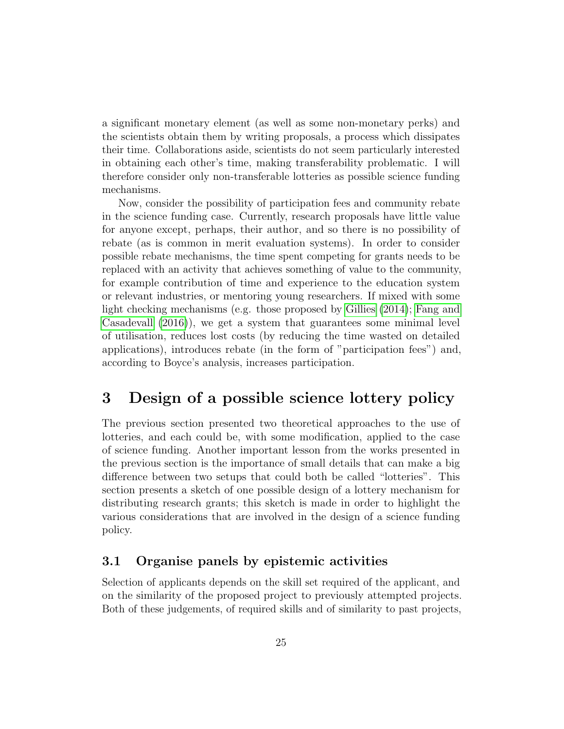a significant monetary element (as well as some non-monetary perks) and the scientists obtain them by writing proposals, a process which dissipates their time. Collaborations aside, scientists do not seem particularly interested in obtaining each other's time, making transferability problematic. I will therefore consider only non-transferable lotteries as possible science funding mechanisms.

Now, consider the possibility of participation fees and community rebate in the science funding case. Currently, research proposals have little value for anyone except, perhaps, their author, and so there is no possibility of rebate (as is common in merit evaluation systems). In order to consider possible rebate mechanisms, the time spent competing for grants needs to be replaced with an activity that achieves something of value to the community, for example contribution of time and experience to the education system or relevant industries, or mentoring young researchers. If mixed with some light checking mechanisms (e.g. those proposed by Gillies (2014); Fang and Casadevall (2016)), we get a system that guarantees some minimal level of utilisation, reduces lost costs (by reducing the time wasted on detailed applications), introduces rebate (in the form of "participation fees") and, according to Boyce's analysis, increases participation.

# 3 Design of a possible science lottery policy

The previous section presented two theoretical approaches to the use of lotteries, and each could be, with some modification, applied to the case of science funding. Another important lesson from the works presented in the previous section is the importance of small details that can make a big difference between two setups that could both be called "lotteries". This section presents a sketch of one possible design of a lottery mechanism for distributing research grants; this sketch is made in order to highlight the various considerations that are involved in the design of a science funding policy.

## 3.1 Organise panels by epistemic activities

Selection of applicants depends on the skill set required of the applicant, and on the similarity of the proposed project to previously attempted projects. Both of these judgements, of required skills and of similarity to past projects,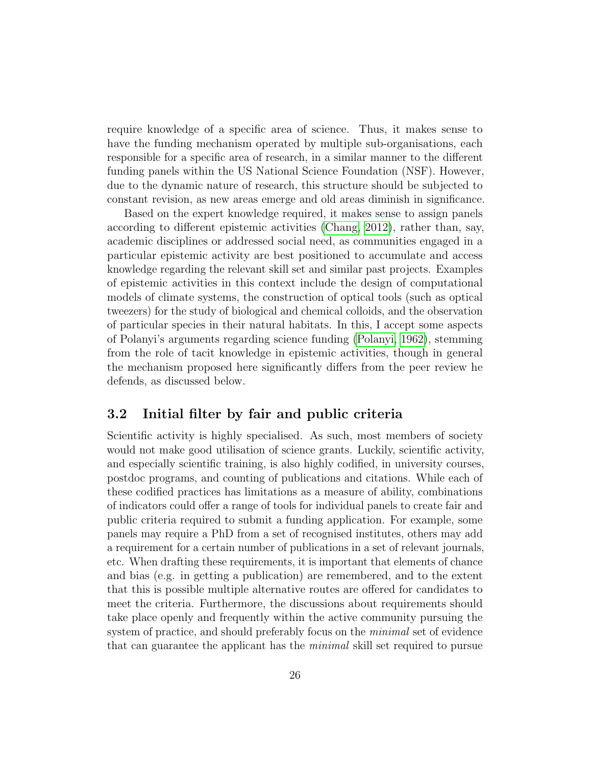require knowledge of a specific area of science. Thus, it makes sense to have the funding mechanism operated by multiple sub-organisations, each responsible for a specific area of research, in a similar manner to the different funding panels within the US National Science Foundation (NSF). However, due to the dynamic nature of research, this structure should be subjected to constant revision, as new areas emerge and old areas diminish in significance.

Based on the expert knowledge required, it makes sense to assign panels according to different epistemic activities (Chang, 2012), rather than, say, academic disciplines or addressed social need, as communities engaged in a particular epistemic activity are best positioned to accumulate and access knowledge regarding the relevant skill set and similar past projects. Examples of epistemic activities in this context include the design of computational models of climate systems, the construction of optical tools (such as optical tweezers) for the study of biological and chemical colloids, and the observation of particular species in their natural habitats. In this, I accept some aspects of Polanyi's arguments regarding science funding (Polanyi, 1962), stemming from the role of tacit knowledge in epistemic activities, though in general the mechanism proposed here significantly differs from the peer review he defends, as discussed below.

### 3.2 Initial filter by fair and public criteria

Scientific activity is highly specialised. As such, most members of society would not make good utilisation of science grants. Luckily, scientific activity, and especially scientific training, is also highly codified, in university courses, postdoc programs, and counting of publications and citations. While each of these codified practices has limitations as a measure of ability, combinations of indicators could offer a range of tools for individual panels to create fair and public criteria required to submit a funding application. For example, some panels may require a PhD from a set of recognised institutes, others may add a requirement for a certain number of publications in a set of relevant journals, etc. When drafting these requirements, it is important that elements of chance and bias (e.g. in getting a publication) are remembered, and to the extent that this is possible multiple alternative routes are offered for candidates to meet the criteria. Furthermore, the discussions about requirements should take place openly and frequently within the active community pursuing the system of practice, and should preferably focus on the *minimal* set of evidence that can guarantee the applicant has the *minimal* skill set required to pursue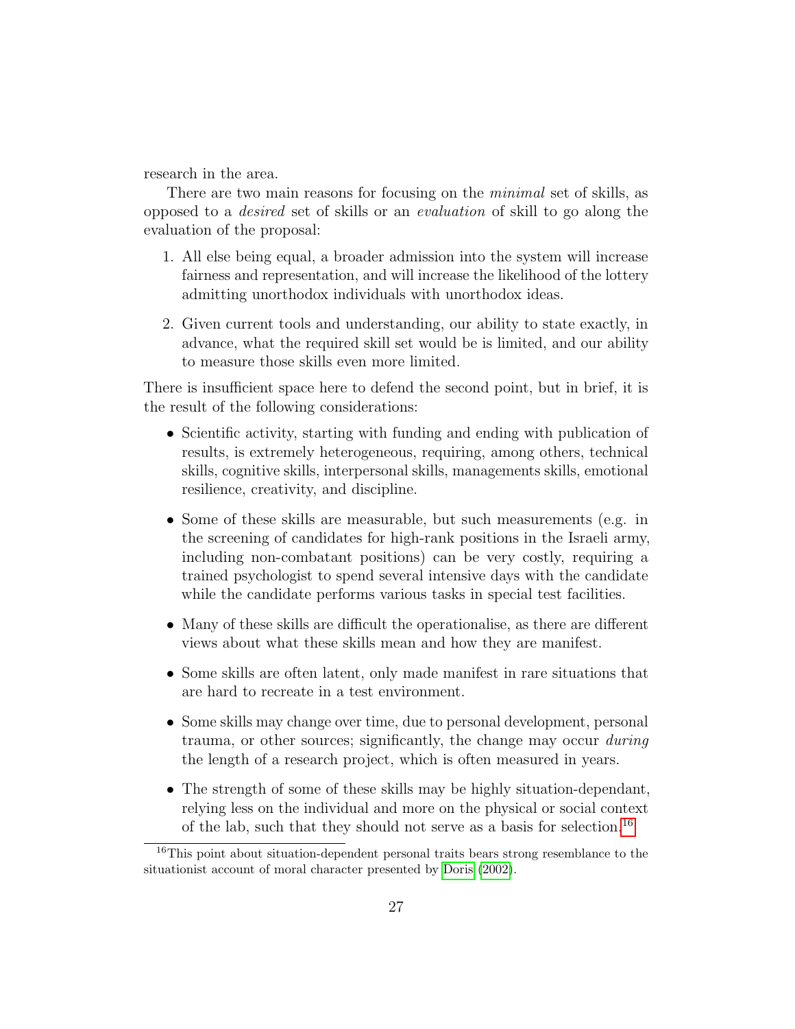research in the area.

There are two main reasons for focusing on the *minimal* set of skills, as opposed to a *desired* set of skills or an *evaluation* of skill to go along the evaluation of the proposal:

1. All else being equal, a broader admission into the system will increase fairness and representation, and will increase the likelihood of the lottery admitting unorthodox individuals with unorthodox ideas.
2. Given current tools and understanding, our ability to state exactly, in advance, what the required skill set would be is limited, and our ability to measure those skills even more limited.

There is insufficient space here to defend the second point, but in brief, it is the result of the following considerations:

- Scientific activity, starting with funding and ending with publication of results, is extremely heterogeneous, requiring, among others, technical skills, cognitive skills, interpersonal skills, managements skills, emotional resilience, creativity, and discipline.
- Some of these skills are measurable, but such measurements (e.g. in the screening of candidates for high-rank positions in the Israeli army, including non-combatant positions) can be very costly, requiring a trained psychologist to spend several intensive days with the candidate while the candidate performs various tasks in special test facilities.
- Many of these skills are difficult the operationalise, as there are different views about what these skills mean and how they are manifest.
- Some skills are often latent, only made manifest in rare situations that are hard to recreate in a test environment.
- Some skills may change over time, due to personal development, personal trauma, or other sources; significantly, the change may occur *during* the length of a research project, which is often measured in years.
- The strength of some of these skills may be highly situation-dependant, relying less on the individual and more on the physical or social context of the lab, such that they should not serve as a basis for selection.[16]

[16] This point about situation-dependent personal traits bears strong resemblance to the situationist account of moral character presented by Doris (2002).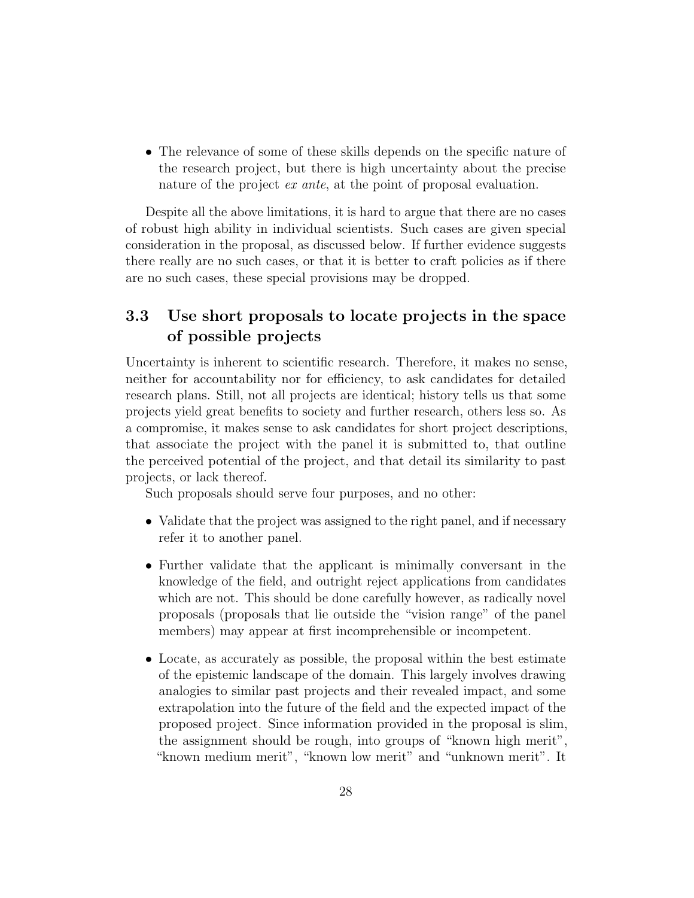- The relevance of some of these skills depends on the specific nature of the research project, but there is high uncertainty about the precise nature of the project *ex ante*, at the point of proposal evaluation.

Despite all the above limitations, it is hard to argue that there are no cases of robust high ability in individual scientists. Such cases are given special consideration in the proposal, as discussed below. If further evidence suggests there really are no such cases, or that it is better to craft policies as if there are no such cases, these special provisions may be dropped.

## 3.3 Use short proposals to locate projects in the space of possible projects

Uncertainty is inherent to scientific research. Therefore, it makes no sense, neither for accountability nor for efficiency, to ask candidates for detailed research plans. Still, not all projects are identical; history tells us that some projects yield great benefits to society and further research, others less so. As a compromise, it makes sense to ask candidates for short project descriptions, that associate the project with the panel it is submitted to, that outline the perceived potential of the project, and that detail its similarity to past projects, or lack thereof.

Such proposals should serve four purposes, and no other:

- Validate that the project was assigned to the right panel, and if necessary refer it to another panel.
- Further validate that the applicant is minimally conversant in the knowledge of the field, and outright reject applications from candidates which are not. This should be done carefully however, as radically novel proposals (proposals that lie outside the "vision range" of the panel members) may appear at first incomprehensible or incompetent.
- Locate, as accurately as possible, the proposal within the best estimate of the epistemic landscape of the domain. This largely involves drawing analogies to similar past projects and their revealed impact, and some extrapolation into the future of the field and the expected impact of the proposed project. Since information provided in the proposal is slim, the assignment should be rough, into groups of "known high merit", "known medium merit", "known low merit" and "unknown merit". It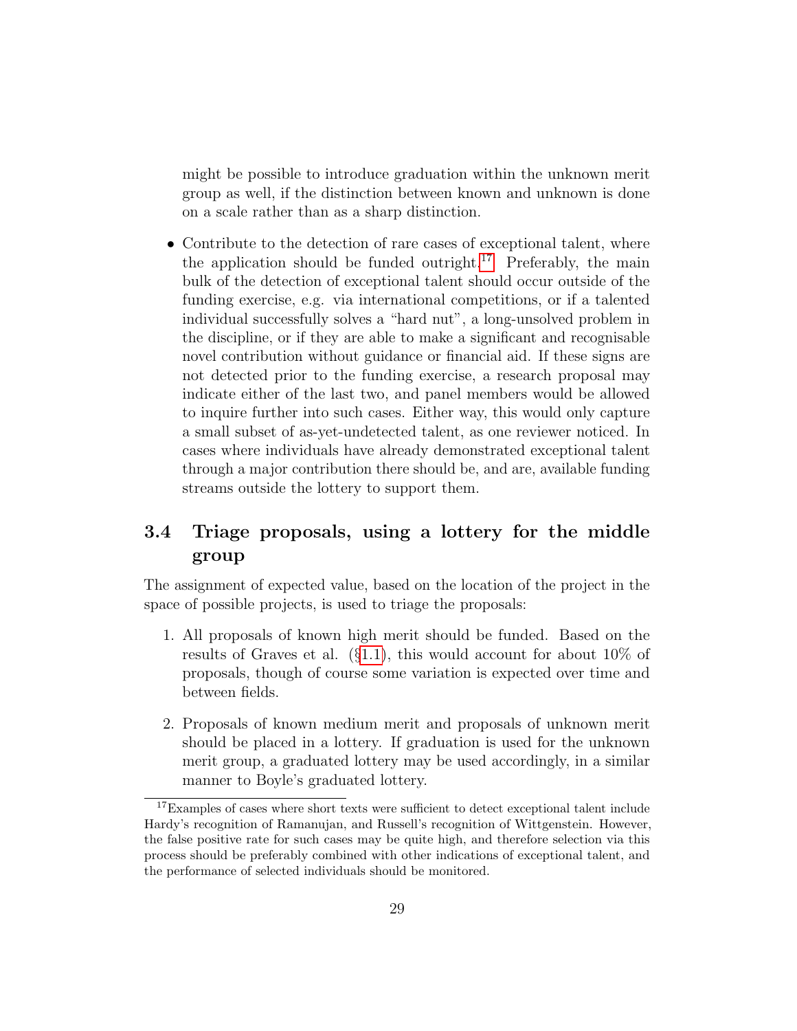might be possible to introduce graduation within the unknown merit group as well, if the distinction between known and unknown is done on a scale rather than as a sharp distinction.

- Contribute to the detection of rare cases of exceptional talent, where the application should be funded outright.[17] Preferably, the main bulk of the detection of exceptional talent should occur outside of the funding exercise, e.g. via international competitions, or if a talented individual successfully solves a "hard nut", a long-unsolved problem in the discipline, or if they are able to make a significant and recognisable novel contribution without guidance or financial aid. If these signs are not detected prior to the funding exercise, a research proposal may indicate either of the last two, and panel members would be allowed to inquire further into such cases. Either way, this would only capture a small subset of as-yet-undetected talent, as one reviewer noticed. In cases where individuals have already demonstrated exceptional talent through a major contribution there should be, and are, available funding streams outside the lottery to support them.

### 3.4 Triage proposals, using a lottery for the middle group

The assignment of expected value, based on the location of the project in the space of possible projects, is used to triage the proposals:

1. All proposals of known high merit should be funded. Based on the results of Graves et al. (§1.1), this would account for about 10% of proposals, though of course some variation is expected over time and between fields.

2. Proposals of known medium merit and proposals of unknown merit should be placed in a lottery. If graduation is used for the unknown merit group, a graduated lottery may be used accordingly, in a similar manner to Boyle's graduated lottery.

[17] Examples of cases where short texts were sufficient to detect exceptional talent include Hardy's recognition of Ramanujan, and Russell's recognition of Wittgenstein. However, the false positive rate for such cases may be quite high, and therefore selection via this process should be preferably combined with other indications of exceptional talent, and the performance of selected individuals should be monitored.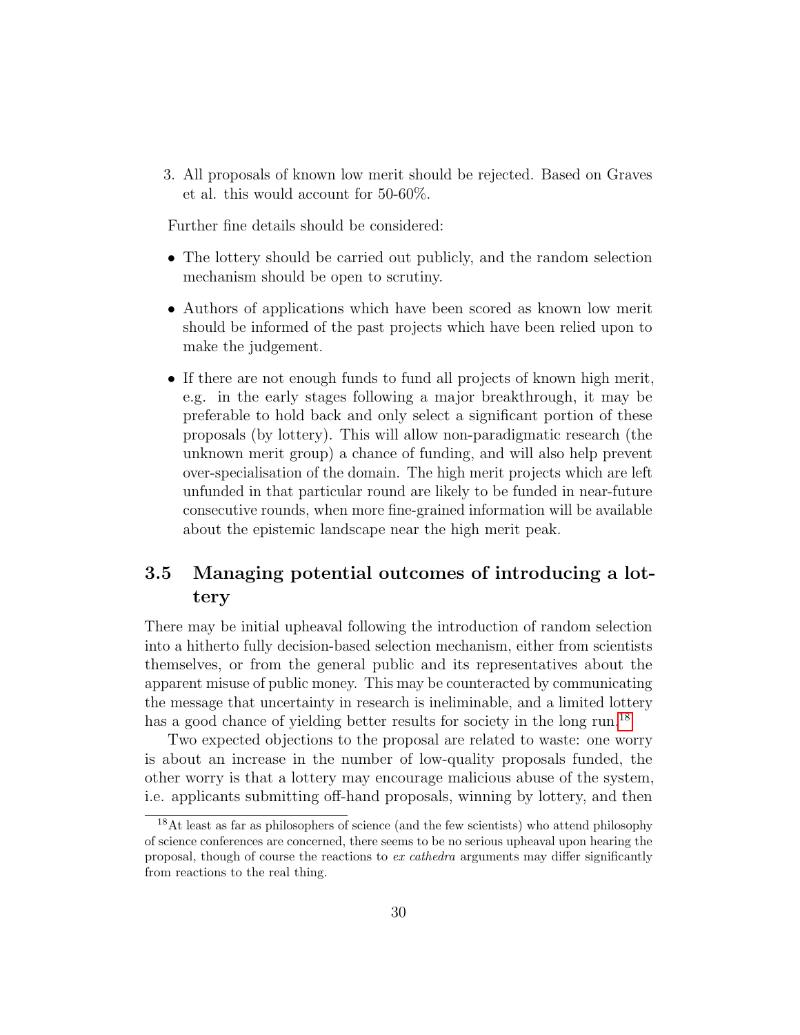3. All proposals of known low merit should be rejected. Based on Graves et al. this would account for 50-60%.

Further fine details should be considered:

- The lottery should be carried out publicly, and the random selection mechanism should be open to scrutiny.
- Authors of applications which have been scored as known low merit should be informed of the past projects which have been relied upon to make the judgement.
- If there are not enough funds to fund all projects of known high merit, e.g. in the early stages following a major breakthrough, it may be preferable to hold back and only select a significant portion of these proposals (by lottery). This will allow non-paradigmatic research (the unknown merit group) a chance of funding, and will also help prevent over-specialisation of the domain. The high merit projects which are left unfunded in that particular round are likely to be funded in near-future consecutive rounds, when more fine-grained information will be available about the epistemic landscape near the high merit peak.

## 3.5 Managing potential outcomes of introducing a lottery

There may be initial upheaval following the introduction of random selection into a hitherto fully decision-based selection mechanism, either from scientists themselves, or from the general public and its representatives about the apparent misuse of public money. This may be counteracted by communicating the message that uncertainty in research is ineliminable, and a limited lottery has a good chance of yielding better results for society in the long run.[18]

Two expected objections to the proposal are related to waste: one worry is about an increase in the number of low-quality proposals funded, the other worry is that a lottery may encourage malicious abuse of the system, i.e. applicants submitting off-hand proposals, winning by lottery, and then

[18] At least as far as philosophers of science (and the few scientists) who attend philosophy of science conferences are concerned, there seems to be no serious upheaval upon hearing the proposal, though of course the reactions to *ex cathedra* arguments may differ significantly from reactions to the real thing.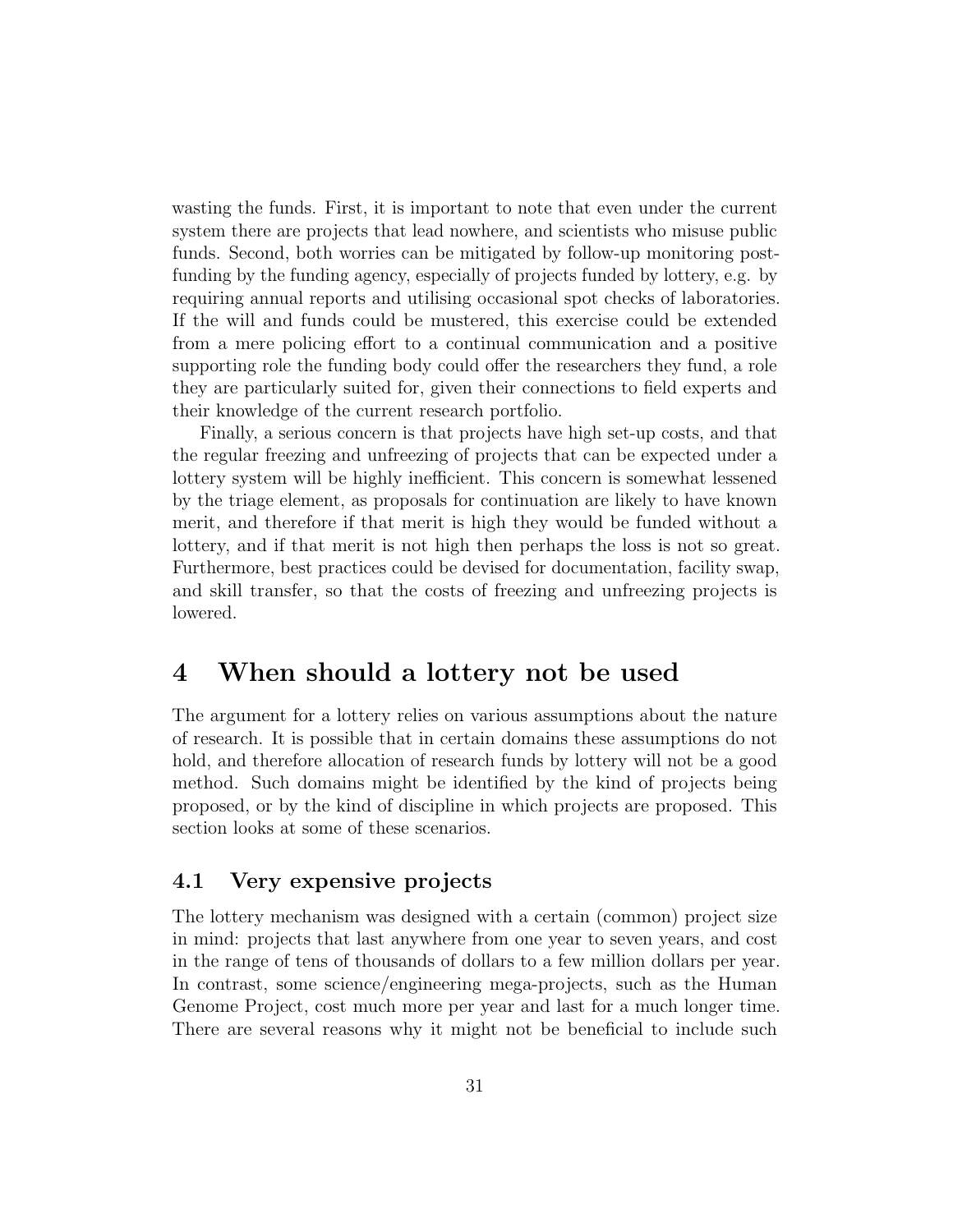wasting the funds. First, it is important to note that even under the current system there are projects that lead nowhere, and scientists who misuse public funds. Second, both worries can be mitigated by follow-up monitoring post-funding by the funding agency, especially of projects funded by lottery, e.g. by requiring annual reports and utilising occasional spot checks of laboratories. If the will and funds could be mustered, this exercise could be extended from a mere policing effort to a continual communication and a positive supporting role the funding body could offer the researchers they fund, a role they are particularly suited for, given their connections to field experts and their knowledge of the current research portfolio.

Finally, a serious concern is that projects have high set-up costs, and that the regular freezing and unfreezing of projects that can be expected under a lottery system will be highly inefficient. This concern is somewhat lessened by the triage element, as proposals for continuation are likely to have known merit, and therefore if that merit is high they would be funded without a lottery, and if that merit is not high then perhaps the loss is not so great. Furthermore, best practices could be devised for documentation, facility swap, and skill transfer, so that the costs of freezing and unfreezing projects is lowered.

# 4 When should a lottery not be used

The argument for a lottery relies on various assumptions about the nature of research. It is possible that in certain domains these assumptions do not hold, and therefore allocation of research funds by lottery will not be a good method. Such domains might be identified by the kind of projects being proposed, or by the kind of discipline in which projects are proposed. This section looks at some of these scenarios.

## 4.1 Very expensive projects

The lottery mechanism was designed with a certain (common) project size in mind: projects that last anywhere from one year to seven years, and cost in the range of tens of thousands of dollars to a few million dollars per year. In contrast, some science/engineering mega-projects, such as the Human Genome Project, cost much more per year and last for a much longer time. There are several reasons why it might not be beneficial to include such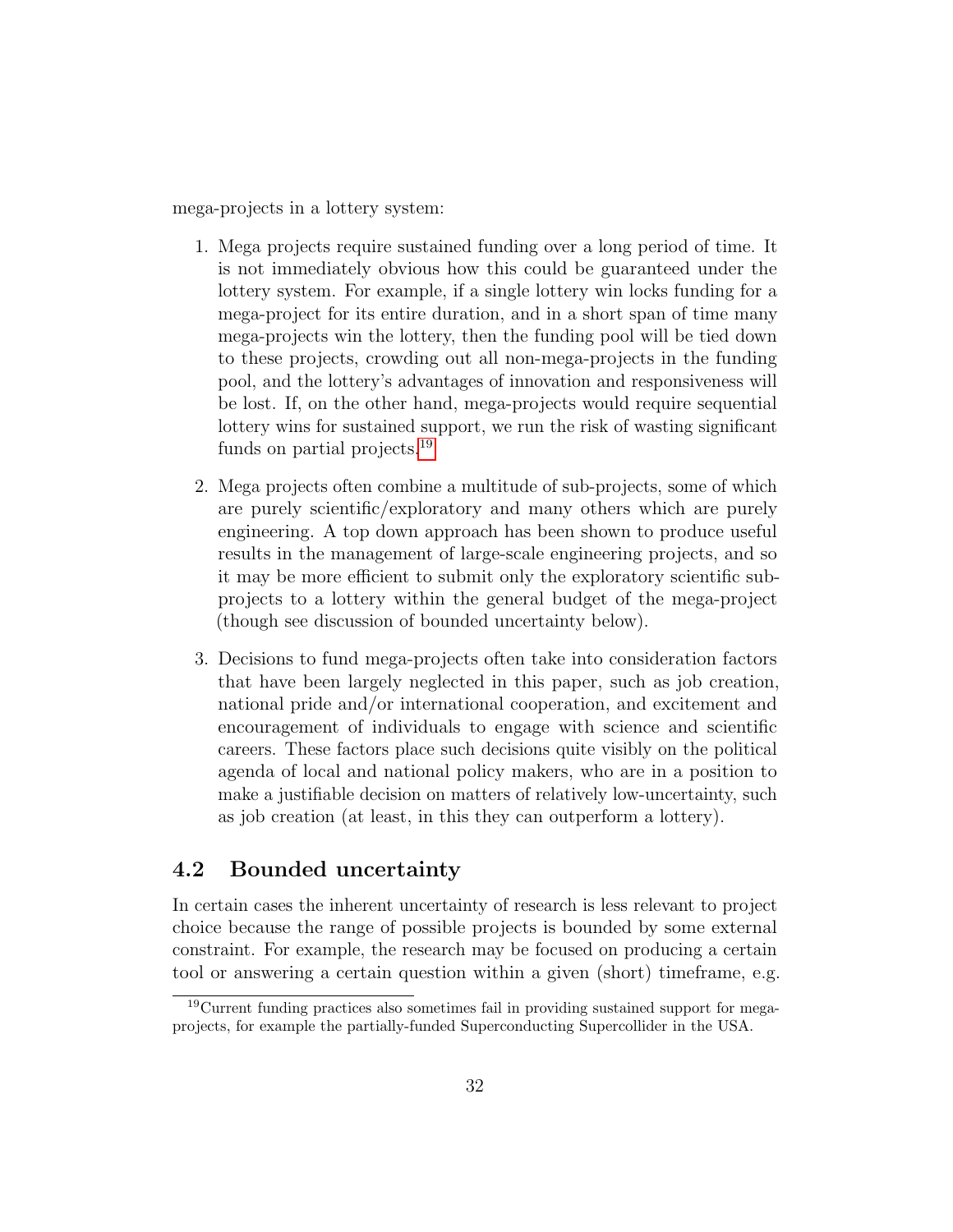mega-projects in a lottery system:

1. Mega projects require sustained funding over a long period of time. It is not immediately obvious how this could be guaranteed under the lottery system. For example, if a single lottery win locks funding for a mega-project for its entire duration, and in a short span of time many mega-projects win the lottery, then the funding pool will be tied down to these projects, crowding out all non-mega-projects in the funding pool, and the lottery's advantages of innovation and responsiveness will be lost. If, on the other hand, mega-projects would require sequential lottery wins for sustained support, we run the risk of wasting significant funds on partial projects.[19]

2. Mega projects often combine a multitude of sub-projects, some of which are purely scientific/exploratory and many others which are purely engineering. A top down approach has been shown to produce useful results in the management of large-scale engineering projects, and so it may be more efficient to submit only the exploratory scientific sub-projects to a lottery within the general budget of the mega-project (though see discussion of bounded uncertainty below).

3. Decisions to fund mega-projects often take into consideration factors that have been largely neglected in this paper, such as job creation, national pride and/or international cooperation, and excitement and encouragement of individuals to engage with science and scientific careers. These factors place such decisions quite visibly on the political agenda of local and national policy makers, who are in a position to make a justifiable decision on matters of relatively low-uncertainty, such as job creation (at least, in this they can outperform a lottery).

## 4.2 Bounded uncertainty

In certain cases the inherent uncertainty of research is less relevant to project choice because the range of possible projects is bounded by some external constraint. For example, the research may be focused on producing a certain tool or answering a certain question within a given (short) timeframe, e.g.

[19] Current funding practices also sometimes fail in providing sustained support for mega-projects, for example the partially-funded Superconducting Supercollider in the USA.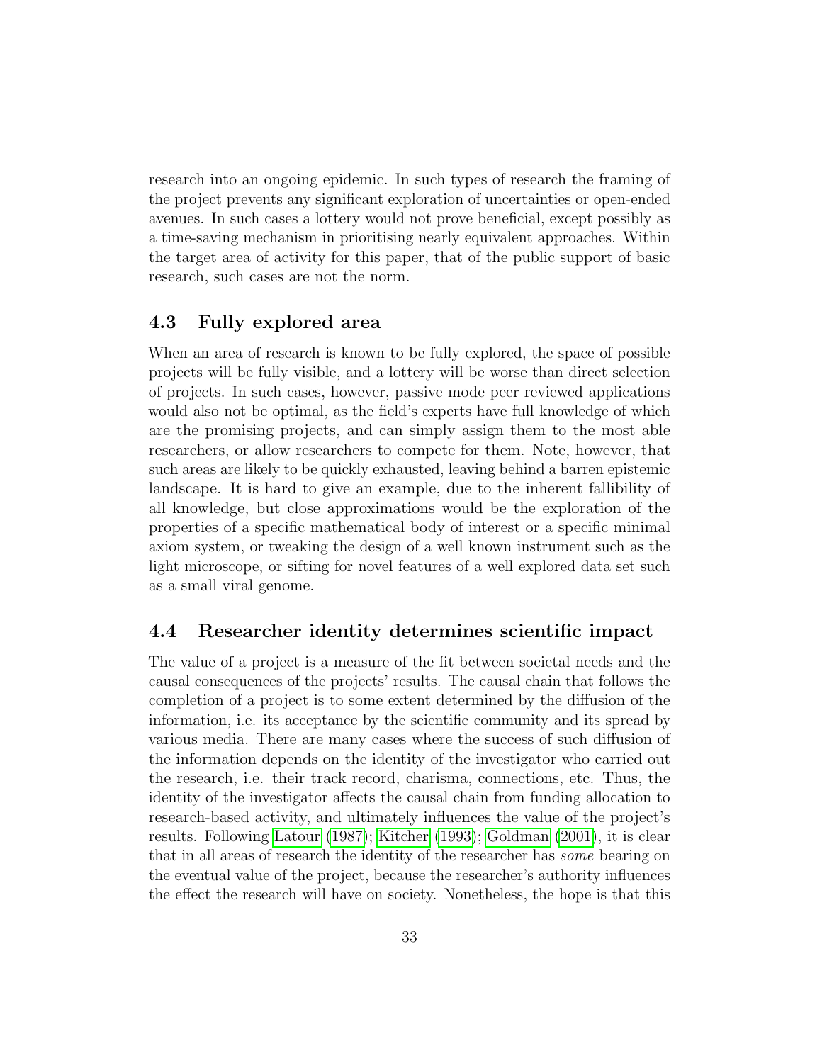research into an ongoing epidemic. In such types of research the framing of the project prevents any significant exploration of uncertainties or open-ended avenues. In such cases a lottery would not prove beneficial, except possibly as a time-saving mechanism in prioritising nearly equivalent approaches. Within the target area of activity for this paper, that of the public support of basic research, such cases are not the norm.

### 4.3 Fully explored area

When an area of research is known to be fully explored, the space of possible projects will be fully visible, and a lottery will be worse than direct selection of projects. In such cases, however, passive mode peer reviewed applications would also not be optimal, as the field's experts have full knowledge of which are the promising projects, and can simply assign them to the most able researchers, or allow researchers to compete for them. Note, however, that such areas are likely to be quickly exhausted, leaving behind a barren epistemic landscape. It is hard to give an example, due to the inherent fallibility of all knowledge, but close approximations would be the exploration of the properties of a specific mathematical body of interest or a specific minimal axiom system, or tweaking the design of a well known instrument such as the light microscope, or sifting for novel features of a well explored data set such as a small viral genome.

### 4.4 Researcher identity determines scientific impact

The value of a project is a measure of the fit between societal needs and the causal consequences of the projects' results. The causal chain that follows the completion of a project is to some extent determined by the diffusion of the information, i.e. its acceptance by the scientific community and its spread by various media. There are many cases where the success of such diffusion of the information depends on the identity of the investigator who carried out the research, i.e. their track record, charisma, connections, etc. Thus, the identity of the investigator affects the causal chain from funding allocation to research-based activity, and ultimately influences the value of the project's results. Following Latour (1987); Kitcher (1993); Goldman (2001), it is clear that in all areas of research the identity of the researcher has *some* bearing on the eventual value of the project, because the researcher's authority influences the effect the research will have on society. Nonetheless, the hope is that this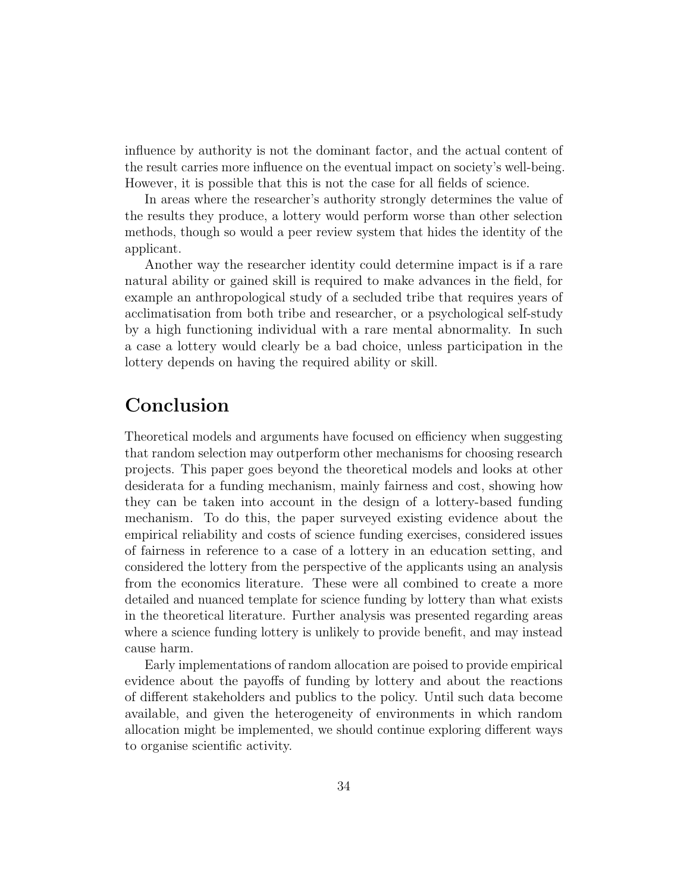influence by authority is not the dominant factor, and the actual content of the result carries more influence on the eventual impact on society's well-being. However, it is possible that this is not the case for all fields of science.

In areas where the researcher's authority strongly determines the value of the results they produce, a lottery would perform worse than other selection methods, though so would a peer review system that hides the identity of the applicant.

Another way the researcher identity could determine impact is if a rare natural ability or gained skill is required to make advances in the field, for example an anthropological study of a secluded tribe that requires years of acclimatisation from both tribe and researcher, or a psychological self-study by a high functioning individual with a rare mental abnormality. In such a case a lottery would clearly be a bad choice, unless participation in the lottery depends on having the required ability or skill.

## Conclusion

Theoretical models and arguments have focused on efficiency when suggesting that random selection may outperform other mechanisms for choosing research projects. This paper goes beyond the theoretical models and looks at other desiderata for a funding mechanism, mainly fairness and cost, showing how they can be taken into account in the design of a lottery-based funding mechanism. To do this, the paper surveyed existing evidence about the empirical reliability and costs of science funding exercises, considered issues of fairness in reference to a case of a lottery in an education setting, and considered the lottery from the perspective of the applicants using an analysis from the economics literature. These were all combined to create a more detailed and nuanced template for science funding by lottery than what exists in the theoretical literature. Further analysis was presented regarding areas where a science funding lottery is unlikely to provide benefit, and may instead cause harm.

Early implementations of random allocation are poised to provide empirical evidence about the payoffs of funding by lottery and about the reactions of different stakeholders and publics to the policy. Until such data become available, and given the heterogeneity of environments in which random allocation might be implemented, we should continue exploring different ways to organise scientific activity.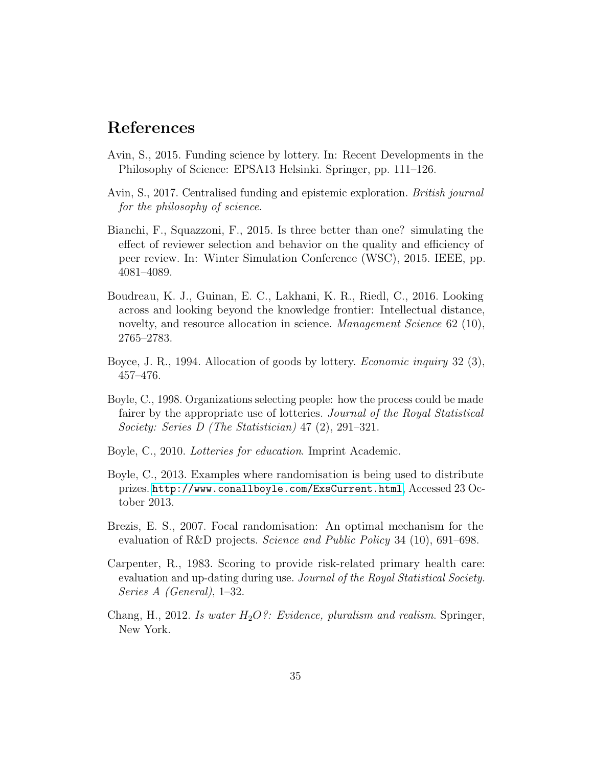# References

Avin, S., 2015. Funding science by lottery. In: Recent Developments in the Philosophy of Science: EPSA13 Helsinki. Springer, pp. 111–126.

Avin, S., 2017. Centralised funding and epistemic exploration. *British journal for the philosophy of science*.

Bianchi, F., Squazzoni, F., 2015. Is three better than one? simulating the effect of reviewer selection and behavior on the quality and efficiency of peer review. In: Winter Simulation Conference (WSC), 2015. IEEE, pp. 4081–4089.

Boudreau, K. J., Guinan, E. C., Lakhani, K. R., Riedl, C., 2016. Looking across and looking beyond the knowledge frontier: Intellectual distance, novelty, and resource allocation in science. *Management Science* 62 (10), 2765–2783.

Boyce, J. R., 1994. Allocation of goods by lottery. *Economic inquiry* 32 (3), 457–476.

Boyle, C., 1998. Organizations selecting people: how the process could be made fairer by the appropriate use of lotteries. *Journal of the Royal Statistical Society: Series D (The Statistician)* 47 (2), 291–321.

Boyle, C., 2010. *Lotteries for education*. Imprint Academic.

Boyle, C., 2013. Examples where randomisation is being used to distribute prizes. http://www.conallboyle.com/ExsCurrent.html, Accessed 23 October 2013.

Brezis, E. S., 2007. Focal randomisation: An optimal mechanism for the evaluation of R&D projects. *Science and Public Policy* 34 (10), 691–698.

Carpenter, R., 1983. Scoring to provide risk-related primary health care: evaluation and up-dating during use. *Journal of the Royal Statistical Society. Series A (General)*, 1–32.

Chang, H., 2012. *Is water $H_2O$?: Evidence, pluralism and realism*. Springer, New York.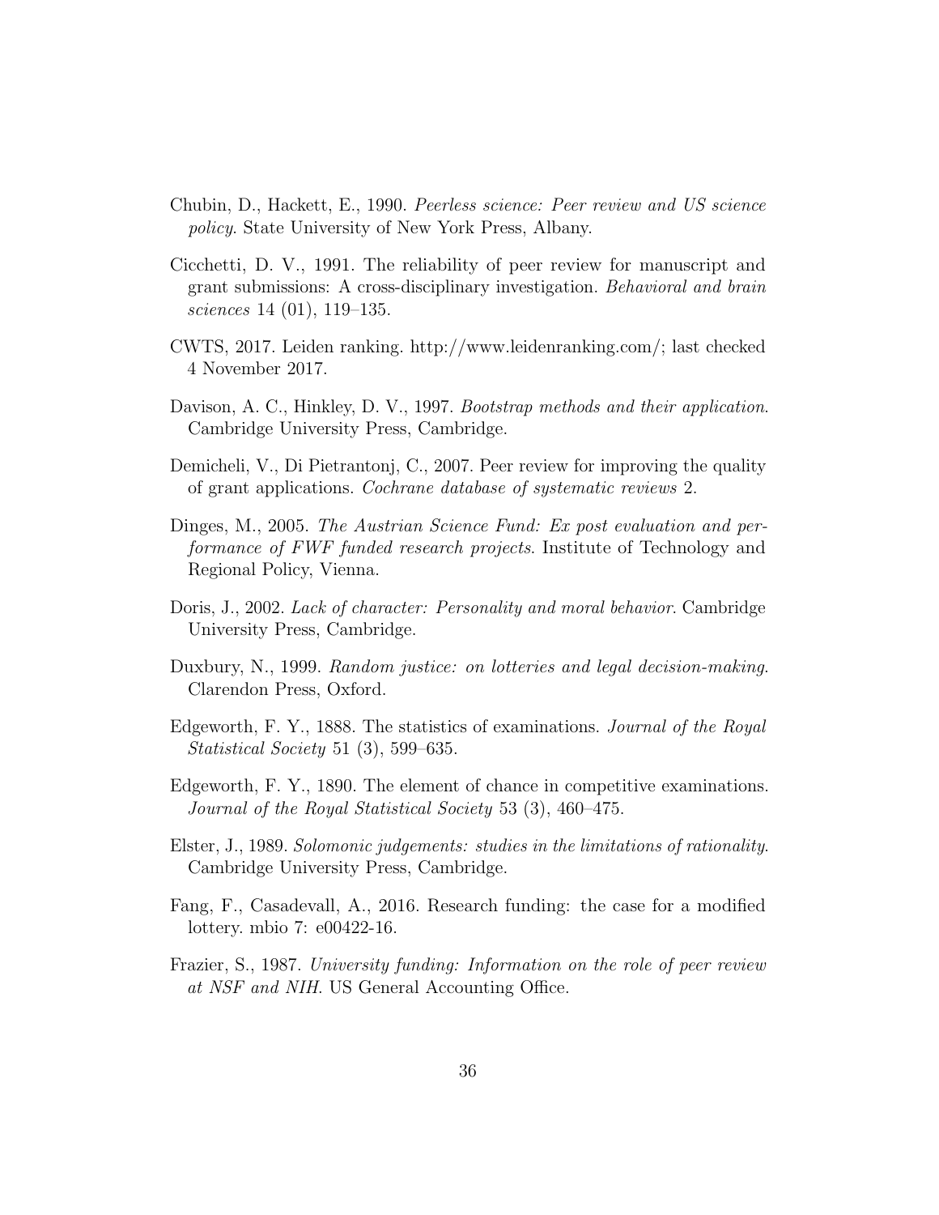Chubin, D., Hackett, E., 1990. *Peerless science: Peer review and US science policy*. State University of New York Press, Albany.

Cicchetti, D. V., 1991. The reliability of peer review for manuscript and grant submissions: A cross-disciplinary investigation. *Behavioral and brain sciences* 14 (01), 119–135.

CWTS, 2017. Leiden ranking. http://www.leidenranking.com/; last checked 4 November 2017.

Davison, A. C., Hinkley, D. V., 1997. *Bootstrap methods and their application*. Cambridge University Press, Cambridge.

Demicheli, V., Di Pietrantonj, C., 2007. Peer review for improving the quality of grant applications. *Cochrane database of systematic reviews* 2.

Dinges, M., 2005. *The Austrian Science Fund: Ex post evaluation and performance of FWF funded research projects*. Institute of Technology and Regional Policy, Vienna.

Doris, J., 2002. *Lack of character: Personality and moral behavior*. Cambridge University Press, Cambridge.

Duxbury, N., 1999. *Random justice: on lotteries and legal decision-making*. Clarendon Press, Oxford.

Edgeworth, F. Y., 1888. The statistics of examinations. *Journal of the Royal Statistical Society* 51 (3), 599–635.

Edgeworth, F. Y., 1890. The element of chance in competitive examinations. *Journal of the Royal Statistical Society* 53 (3), 460–475.

Elster, J., 1989. *Solomonic judgements: studies in the limitations of rationality*. Cambridge University Press, Cambridge.

Fang, F., Casadevall, A., 2016. Research funding: the case for a modified lottery. mbio 7: e00422-16.

Frazier, S., 1987. *University funding: Information on the role of peer review at NSF and NIH*. US General Accounting Office.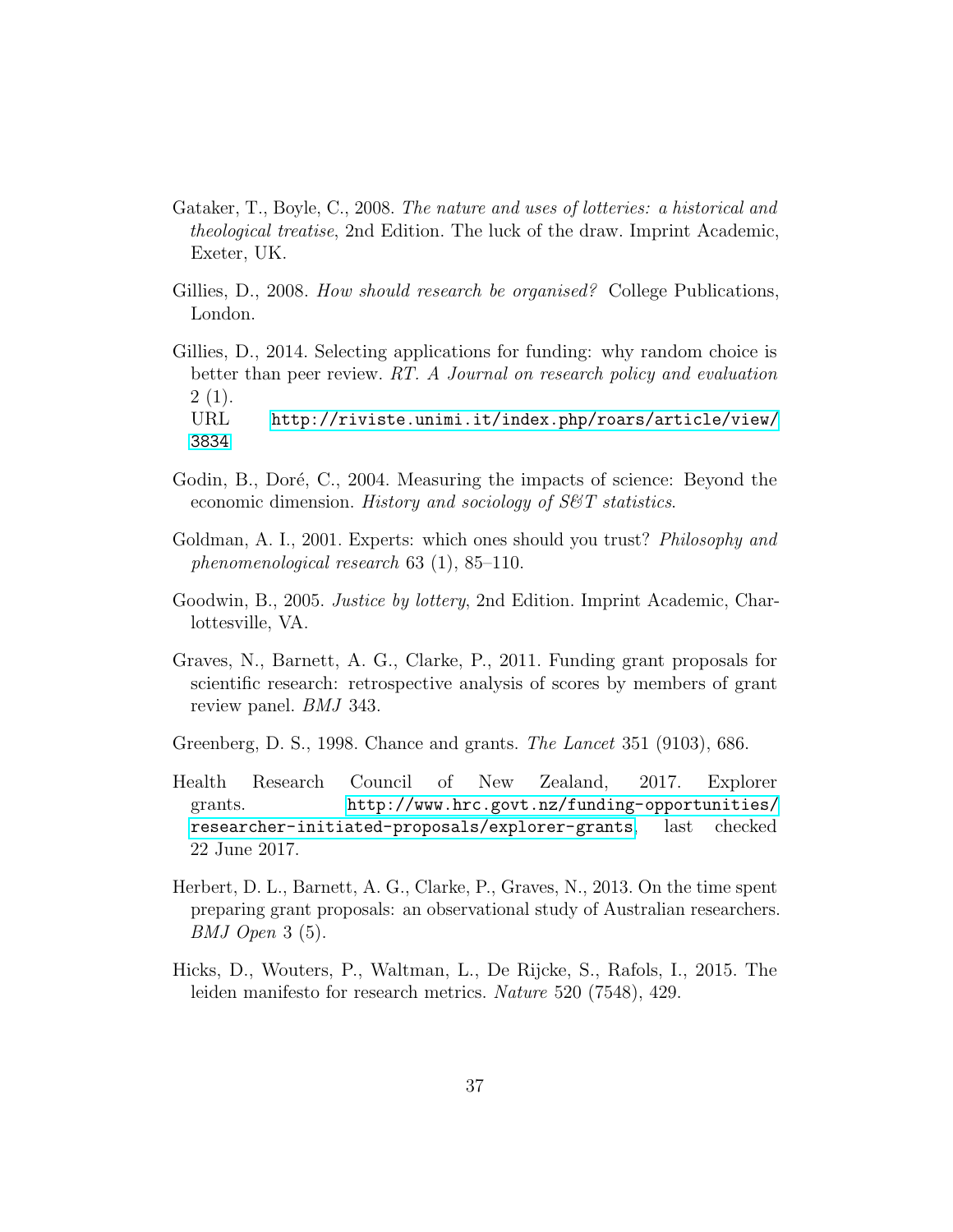Gataker, T., Boyle, C., 2008. *The nature and uses of lotteries: a historical and theological treatise*, 2nd Edition. The luck of the draw. Imprint Academic, Exeter, UK.

Gillies, D., 2008. *How should research be organised?* College Publications, London.

Gillies, D., 2014. Selecting applications for funding: why random choice is better than peer review. *RT. A Journal on research policy and evaluation* 2 (1).
URL http://riviste.unimi.it/index.php/roars/article/view/3834

Godin, B., Doré, C., 2004. Measuring the impacts of science: Beyond the economic dimension. *History and sociology of S&T statistics*.

Goldman, A. I., 2001. Experts: which ones should you trust? *Philosophy and phenomenological research* 63 (1), 85–110.

Goodwin, B., 2005. *Justice by lottery*, 2nd Edition. Imprint Academic, Charlottesville, VA.

Graves, N., Barnett, A. G., Clarke, P., 2011. Funding grant proposals for scientific research: retrospective analysis of scores by members of grant review panel. *BMJ* 343.

Greenberg, D. S., 1998. Chance and grants. *The Lancet* 351 (9103), 686.

Health Research Council of New Zealand, 2017. Explorer grants. http://www.hrc.govt.nz/funding-opportunities/researcher-initiated-proposals/explorer-grants, last checked 22 June 2017.

Herbert, D. L., Barnett, A. G., Clarke, P., Graves, N., 2013. On the time spent preparing grant proposals: an observational study of Australian researchers. *BMJ Open* 3 (5).

Hicks, D., Wouters, P., Waltman, L., De Rijcke, S., Rafols, I., 2015. The leiden manifesto for research metrics. *Nature* 520 (7548), 429.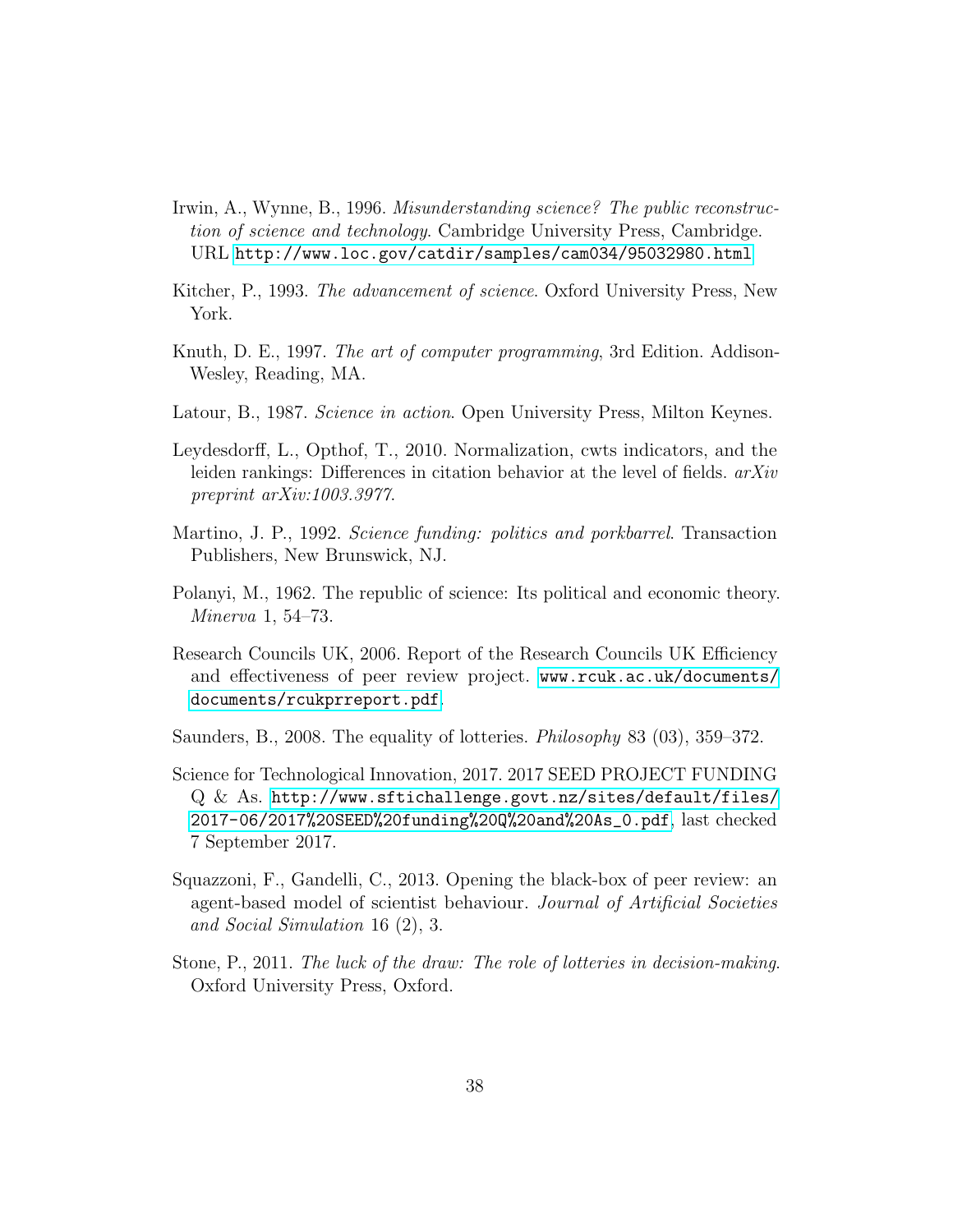Irwin, A., Wynne, B., 1996. *Misunderstanding science? The public reconstruction of science and technology*. Cambridge University Press, Cambridge. URL http://www.loc.gov/catdir/samples/cam034/95032980.html

Kitcher, P., 1993. *The advancement of science*. Oxford University Press, New York.

Knuth, D. E., 1997. *The art of computer programming*, 3rd Edition. Addison-Wesley, Reading, MA.

Latour, B., 1987. *Science in action*. Open University Press, Milton Keynes.

Leydesdorff, L., Opthof, T., 2010. Normalization, cwts indicators, and the leiden rankings: Differences in citation behavior at the level of fields. *arXiv preprint arXiv:1003.3977*.

Martino, J. P., 1992. *Science funding: politics and porkbarrel*. Transaction Publishers, New Brunswick, NJ.

Polanyi, M., 1962. The republic of science: Its political and economic theory. *Minerva* 1, 54–73.

Research Councils UK, 2006. Report of the Research Councils UK Efficiency and effectiveness of peer review project. www.rcuk.ac.uk/documents/documents/rcukprreport.pdf.

Saunders, B., 2008. The equality of lotteries. *Philosophy* 83 (03), 359–372.

Science for Technological Innovation, 2017. 2017 SEED PROJECT FUNDING Q & As. http://www.sftichallenge.govt.nz/sites/default/files/2017-06/2017%20SEED%20funding%20Q%20and%20As_0.pdf, last checked 7 September 2017.

Squazzoni, F., Gandelli, C., 2013. Opening the black-box of peer review: an agent-based model of scientist behaviour. *Journal of Artificial Societies and Social Simulation* 16 (2), 3.

Stone, P., 2011. *The luck of the draw: The role of lotteries in decision-making*. Oxford University Press, Oxford.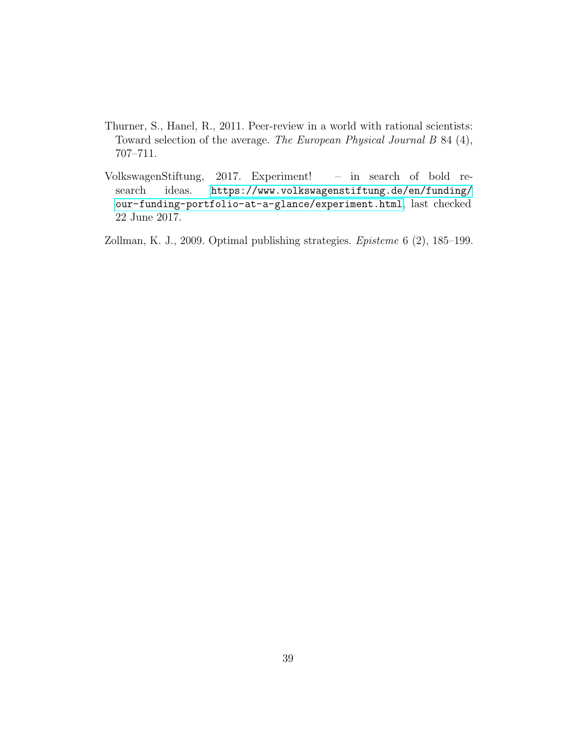Thurner, S., Hanel, R., 2011. Peer-review in a world with rational scientists: Toward selection of the average. *The European Physical Journal B* 84 (4), 707–711.

VolkswagenStiftung, 2017. Experiment! – in search of bold research ideas. https://www.volkswagenstiftung.de/en/funding/our-funding-portfolio-at-a-glance/experiment.html, last checked 22 June 2017.

Zollman, K. J., 2009. Optimal publishing strategies. *Episteme* 6 (2), 185–199.